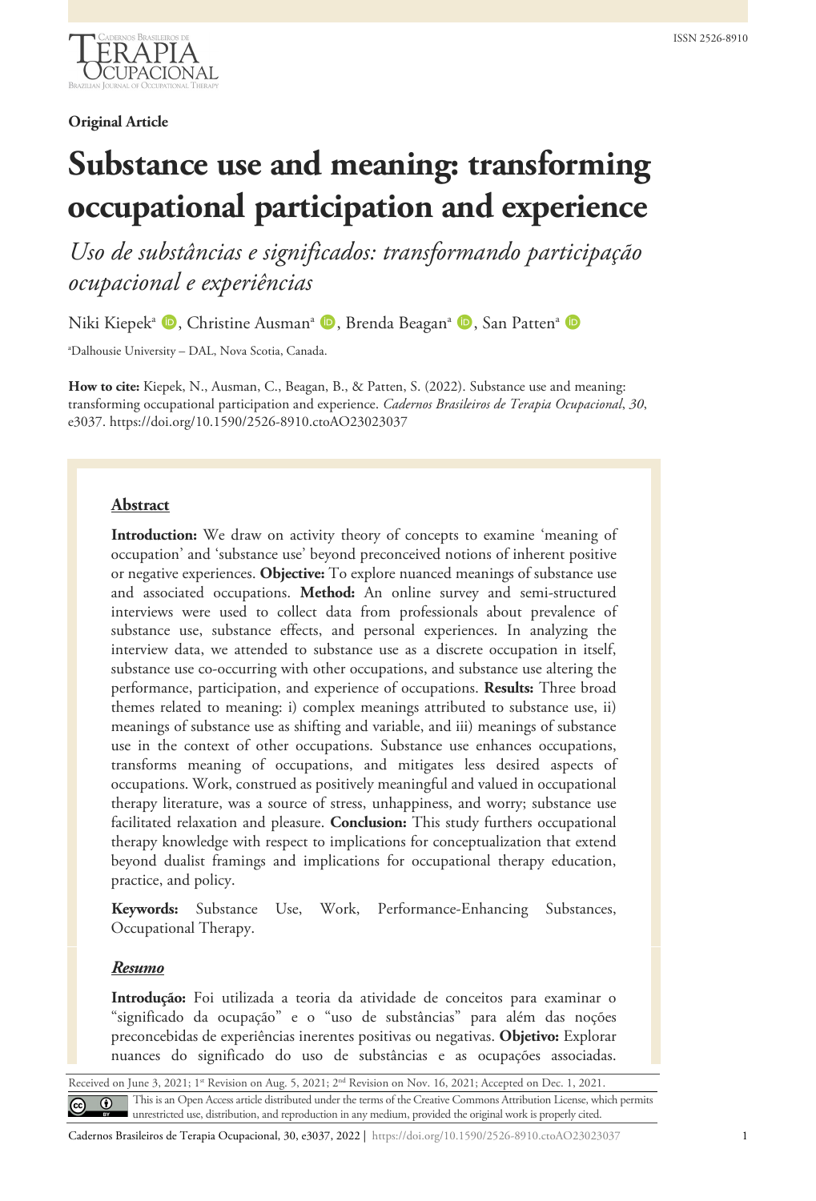**Original Article**

# Substance use and meaning: transforming occupational participation and experience

*Uso de substâncias e significados: transformando participação ocupacional e experiências*

Niki Kiepek[a], Christine Ausman[a], Brenda Beagan[a], San Patten[a]

[a]Dalhousie University – DAL, Nova Scotia, Canada.

**How to cite:** Kiepek, N., Ausman, C., Beagan, B., & Patten, S. (2022). Substance use and meaning: transforming occupational participation and experience. *Cadernos Brasileiros de Terapia Ocupacional*, *30*, e3037. https://doi.org/10.1590/2526-8910.ctoAO23023037

## Abstract

**Introduction:** We draw on activity theory of concepts to examine 'meaning of occupation' and 'substance use' beyond preconceived notions of inherent positive or negative experiences. **Objective:** To explore nuanced meanings of substance use and associated occupations. **Method:** An online survey and semi-structured interviews were used to collect data from professionals about prevalence of substance use, substance effects, and personal experiences. In analyzing the interview data, we attended to substance use as a discrete occupation in itself, substance use co-occurring with other occupations, and substance use altering the performance, participation, and experience of occupations. **Results:** Three broad themes related to meaning: i) complex meanings attributed to substance use, ii) meanings of substance use as shifting and variable, and iii) meanings of substance use in the context of other occupations. Substance use enhances occupations, transforms meaning of occupations, and mitigates less desired aspects of occupations. Work, construed as positively meaningful and valued in occupational therapy literature, was a source of stress, unhappiness, and worry; substance use facilitated relaxation and pleasure. **Conclusion:** This study furthers occupational therapy knowledge with respect to implications for conceptualization that extend beyond dualist framings and implications for occupational therapy education, practice, and policy.

**Keywords:** Substance Use, Work, Performance-Enhancing Substances, Occupational Therapy.

## *Resumo*

**Introdução:** Foi utilizada a teoria da atividade de conceitos para examinar o "significado da ocupação" e o "uso de substâncias" para além das noções preconcebidas de experiências inerentes positivas ou negativas. **Objetivo:** Explorar nuances do significado do uso de substâncias e as ocupações associadas.

Received on June 3, 2021; 1st Revision on Aug. 5, 2021; 2nd Revision on Nov. 16, 2021; Accepted on Dec. 1, 2021.

This is an Open Access article distributed under the terms of the Creative Commons Attribution License, which permits unrestricted use, distribution, and reproduction in any medium, provided the original work is properly cited.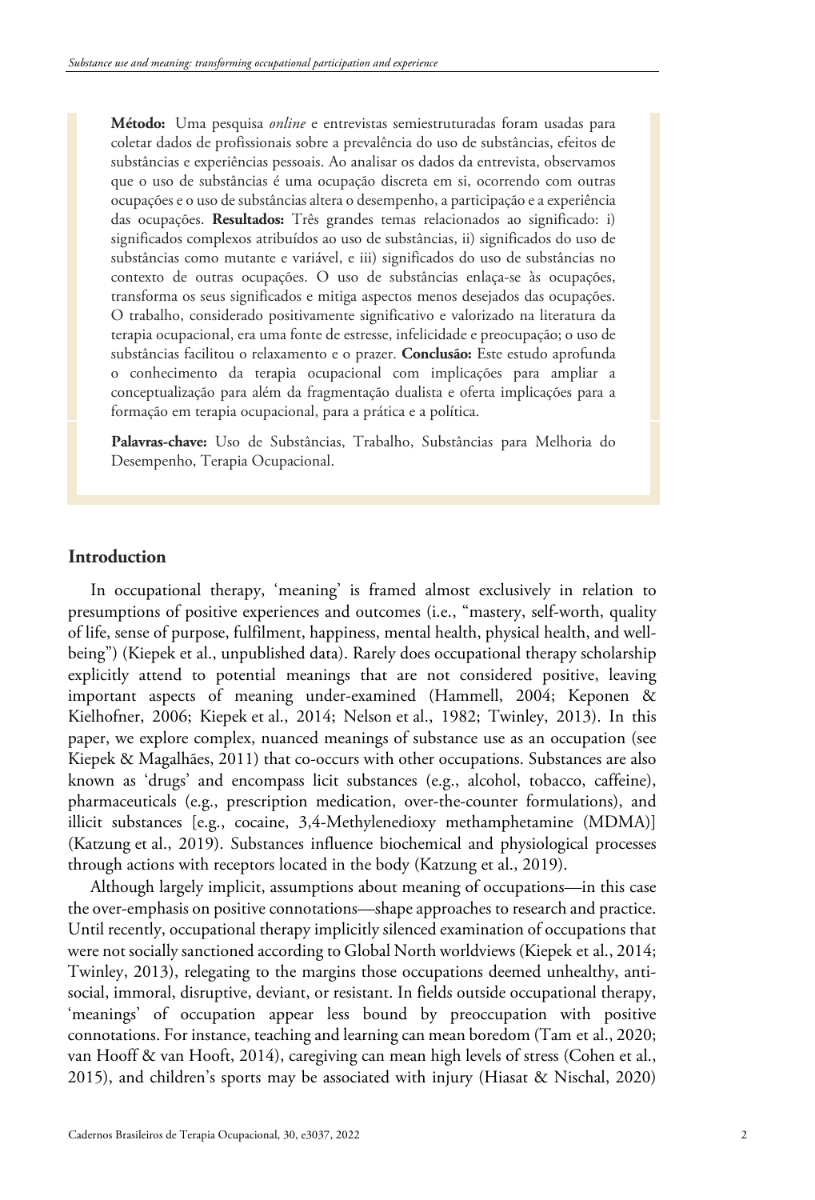**Método:** Uma pesquisa *online* e entrevistas semiestruturadas foram usadas para coletar dados de profissionais sobre a prevalência do uso de substâncias, efeitos de substâncias e experiências pessoais. Ao analisar os dados da entrevista, observamos que o uso de substâncias é uma ocupação discreta em si, ocorrendo com outras ocupações e o uso de substâncias altera o desempenho, a participação e a experiência das ocupações. **Resultados:** Três grandes temas relacionados ao significado: i) significados complexos atribuídos ao uso de substâncias, ii) significados do uso de substâncias como mutante e variável, e iii) significados do uso de substâncias no contexto de outras ocupações. O uso de substâncias enlaça-se às ocupações, transforma os seus significados e mitiga aspectos menos desejados das ocupações. O trabalho, considerado positivamente significativo e valorizado na literatura da terapia ocupacional, era uma fonte de estresse, infelicidade e preocupação; o uso de substâncias facilitou o relaxamento e o prazer. **Conclusão:** Este estudo aprofunda o conhecimento da terapia ocupacional com implicações para ampliar a conceptualização para além da fragmentação dualista e oferta implicações para a formação em terapia ocupacional, para a prática e a política.

**Palavras-chave:** Uso de Substâncias, Trabalho, Substâncias para Melhoria do Desempenho, Terapia Ocupacional.

## Introduction

In occupational therapy, 'meaning' is framed almost exclusively in relation to presumptions of positive experiences and outcomes (i.e., "mastery, self-worth, quality of life, sense of purpose, fulfilment, happiness, mental health, physical health, and well-being") (Kiepek et al., unpublished data). Rarely does occupational therapy scholarship explicitly attend to potential meanings that are not considered positive, leaving important aspects of meaning under-examined (Hammell, 2004; Keponen & Kielhofner, 2006; Kiepek et al., 2014; Nelson et al., 1982; Twinley, 2013). In this paper, we explore complex, nuanced meanings of substance use as an occupation (see Kiepek & Magalhães, 2011) that co-occurs with other occupations. Substances are also known as 'drugs' and encompass licit substances (e.g., alcohol, tobacco, caffeine), pharmaceuticals (e.g., prescription medication, over-the-counter formulations), and illicit substances [e.g., cocaine, 3,4-Methylenedioxy methamphetamine (MDMA)] (Katzung et al., 2019). Substances influence biochemical and physiological processes through actions with receptors located in the body (Katzung et al., 2019).

Although largely implicit, assumptions about meaning of occupations—in this case the over-emphasis on positive connotations—shape approaches to research and practice. Until recently, occupational therapy implicitly silenced examination of occupations that were not socially sanctioned according to Global North worldviews (Kiepek et al., 2014; Twinley, 2013), relegating to the margins those occupations deemed unhealthy, anti-social, immoral, disruptive, deviant, or resistant. In fields outside occupational therapy, 'meanings' of occupation appear less bound by preoccupation with positive connotations. For instance, teaching and learning can mean boredom (Tam et al., 2020; van Hooff & van Hooft, 2014), caregiving can mean high levels of stress (Cohen et al., 2015), and children's sports may be associated with injury (Hiasat & Nischal, 2020)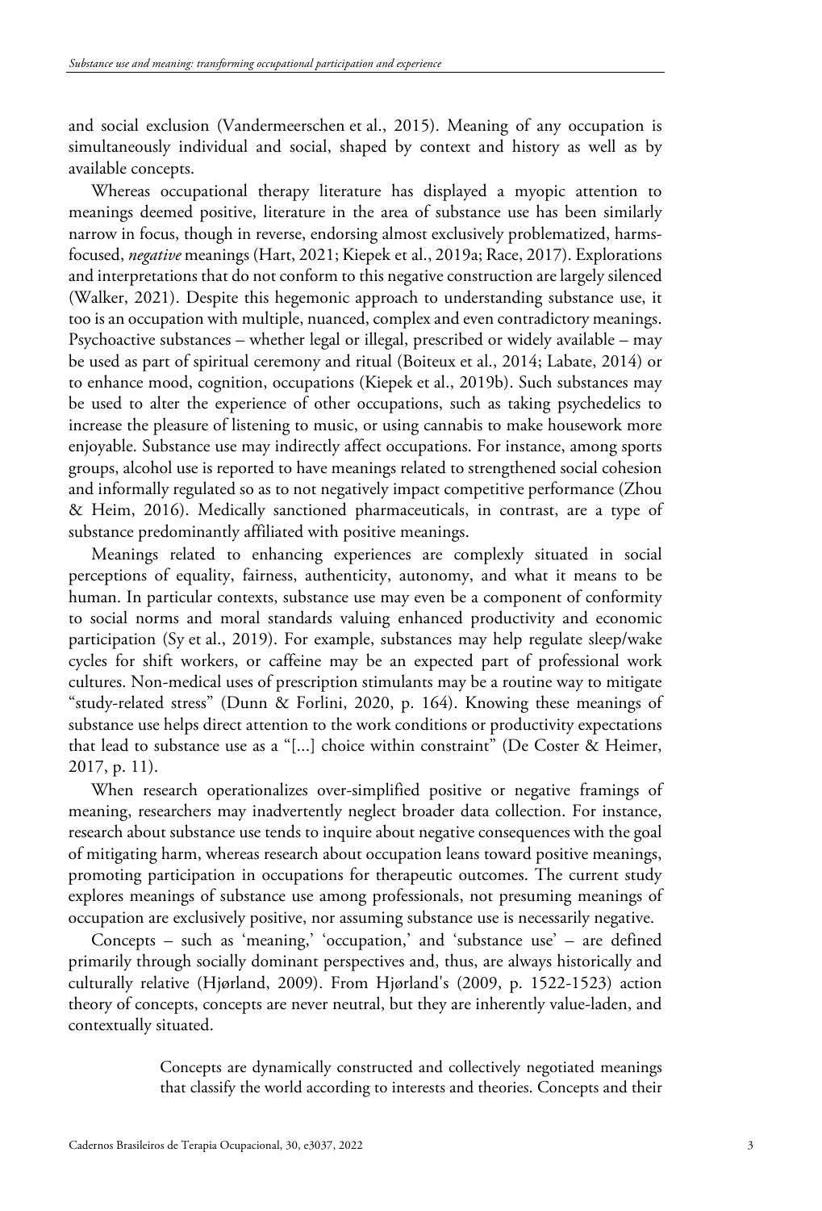and social exclusion (Vandermeerschen et al., 2015). Meaning of any occupation is simultaneously individual and social, shaped by context and history as well as by available concepts.

Whereas occupational therapy literature has displayed a myopic attention to meanings deemed positive, literature in the area of substance use has been similarly narrow in focus, though in reverse, endorsing almost exclusively problematized, harms-focused, *negative* meanings (Hart, 2021; Kiepek et al., 2019a; Race, 2017). Explorations and interpretations that do not conform to this negative construction are largely silenced (Walker, 2021). Despite this hegemonic approach to understanding substance use, it too is an occupation with multiple, nuanced, complex and even contradictory meanings. Psychoactive substances – whether legal or illegal, prescribed or widely available – may be used as part of spiritual ceremony and ritual (Boiteux et al., 2014; Labate, 2014) or to enhance mood, cognition, occupations (Kiepek et al., 2019b). Such substances may be used to alter the experience of other occupations, such as taking psychedelics to increase the pleasure of listening to music, or using cannabis to make housework more enjoyable. Substance use may indirectly affect occupations. For instance, among sports groups, alcohol use is reported to have meanings related to strengthened social cohesion and informally regulated so as to not negatively impact competitive performance (Zhou & Heim, 2016). Medically sanctioned pharmaceuticals, in contrast, are a type of substance predominantly affiliated with positive meanings.

Meanings related to enhancing experiences are complexly situated in social perceptions of equality, fairness, authenticity, autonomy, and what it means to be human. In particular contexts, substance use may even be a component of conformity to social norms and moral standards valuing enhanced productivity and economic participation (Sy et al., 2019). For example, substances may help regulate sleep/wake cycles for shift workers, or caffeine may be an expected part of professional work cultures. Non-medical uses of prescription stimulants may be a routine way to mitigate "study-related stress" (Dunn & Forlini, 2020, p. 164). Knowing these meanings of substance use helps direct attention to the work conditions or productivity expectations that lead to substance use as a "[...] choice within constraint" (De Coster & Heimer, 2017, p. 11).

When research operationalizes over-simplified positive or negative framings of meaning, researchers may inadvertently neglect broader data collection. For instance, research about substance use tends to inquire about negative consequences with the goal of mitigating harm, whereas research about occupation leans toward positive meanings, promoting participation in occupations for therapeutic outcomes. The current study explores meanings of substance use among professionals, not presuming meanings of occupation are exclusively positive, nor assuming substance use is necessarily negative.

Concepts – such as 'meaning,' 'occupation,' and 'substance use' – are defined primarily through socially dominant perspectives and, thus, are always historically and culturally relative (Hjørland, 2009). From Hjørland's (2009, p. 1522-1523) action theory of concepts, concepts are never neutral, but they are inherently value-laden, and contextually situated.

> Concepts are dynamically constructed and collectively negotiated meanings that classify the world according to interests and theories. Concepts and their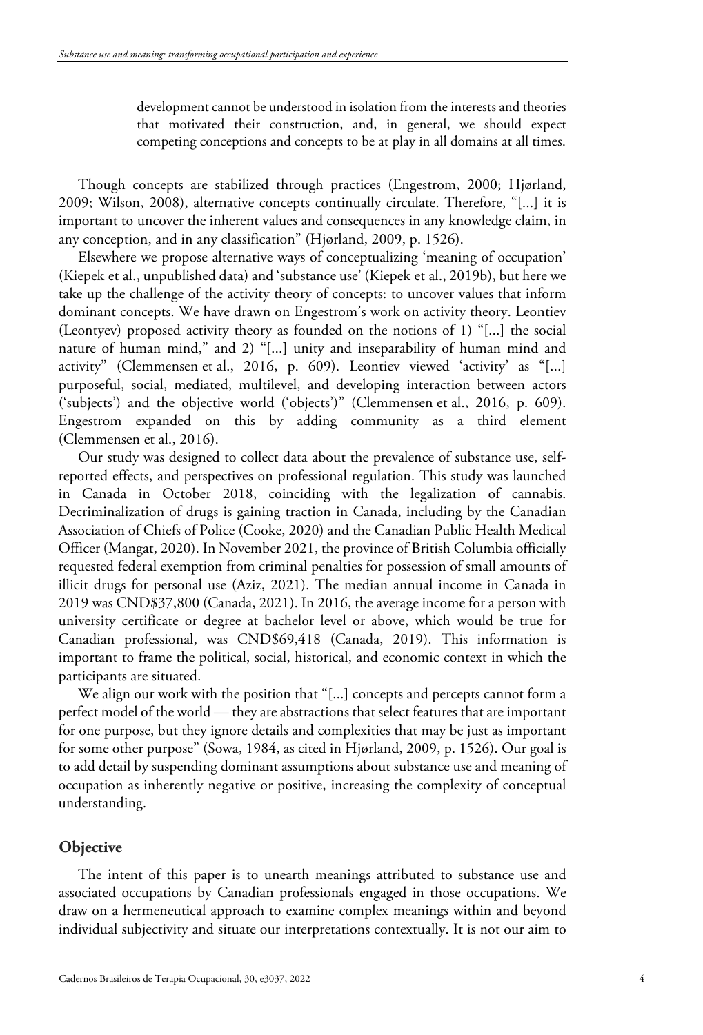> development cannot be understood in isolation from the interests and theories that motivated their construction, and, in general, we should expect competing conceptions and concepts to be at play in all domains at all times.

Though concepts are stabilized through practices (Engestrom, 2000; Hjørland, 2009; Wilson, 2008), alternative concepts continually circulate. Therefore, "[...] it is important to uncover the inherent values and consequences in any knowledge claim, in any conception, and in any classification" (Hjørland, 2009, p. 1526).

Elsewhere we propose alternative ways of conceptualizing 'meaning of occupation' (Kiepek et al., unpublished data) and 'substance use' (Kiepek et al., 2019b), but here we take up the challenge of the activity theory of concepts: to uncover values that inform dominant concepts. We have drawn on Engestrom's work on activity theory. Leontiev (Leontyev) proposed activity theory as founded on the notions of 1) "[...] the social nature of human mind," and 2) "[...] unity and inseparability of human mind and activity" (Clemmensen et al., 2016, p. 609). Leontiev viewed 'activity' as "[...] purposeful, social, mediated, multilevel, and developing interaction between actors ('subjects') and the objective world ('objects')" (Clemmensen et al., 2016, p. 609). Engestrom expanded on this by adding community as a third element (Clemmensen et al., 2016).

Our study was designed to collect data about the prevalence of substance use, self-reported effects, and perspectives on professional regulation. This study was launched in Canada in October 2018, coinciding with the legalization of cannabis. Decriminalization of drugs is gaining traction in Canada, including by the Canadian Association of Chiefs of Police (Cooke, 2020) and the Canadian Public Health Medical Officer (Mangat, 2020). In November 2021, the province of British Columbia officially requested federal exemption from criminal penalties for possession of small amounts of illicit drugs for personal use (Aziz, 2021). The median annual income in Canada in 2019 was CND$37,800 (Canada, 2021). In 2016, the average income for a person with university certificate or degree at bachelor level or above, which would be true for Canadian professional, was CND$69,418 (Canada, 2019). This information is important to frame the political, social, historical, and economic context in which the participants are situated.

We align our work with the position that "[...] concepts and percepts cannot form a perfect model of the world — they are abstractions that select features that are important for one purpose, but they ignore details and complexities that may be just as important for some other purpose" (Sowa, 1984, as cited in Hjørland, 2009, p. 1526). Our goal is to add detail by suspending dominant assumptions about substance use and meaning of occupation as inherently negative or positive, increasing the complexity of conceptual understanding.

## Objective

The intent of this paper is to unearth meanings attributed to substance use and associated occupations by Canadian professionals engaged in those occupations. We draw on a hermeneutical approach to examine complex meanings within and beyond individual subjectivity and situate our interpretations contextually. It is not our aim to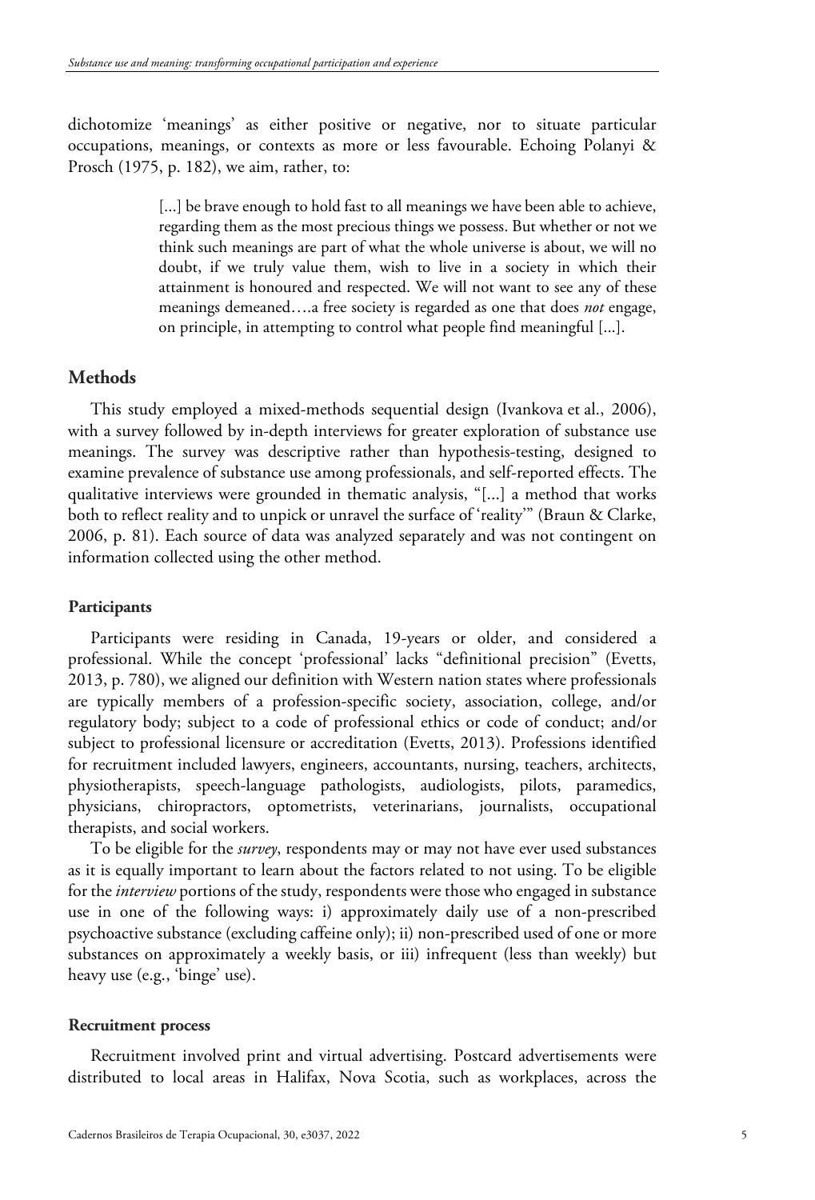dichotomize 'meanings' as either positive or negative, nor to situate particular occupations, meanings, or contexts as more or less favourable. Echoing Polanyi & Prosch (1975, p. 182), we aim, rather, to:

> [...] be brave enough to hold fast to all meanings we have been able to achieve, regarding them as the most precious things we possess. But whether or not we think such meanings are part of what the whole universe is about, we will no doubt, if we truly value them, wish to live in a society in which their attainment is honoured and respected. We will not want to see any of these meanings demeaned….a free society is regarded as one that does *not* engage, on principle, in attempting to control what people find meaningful [...].

## Methods

This study employed a mixed-methods sequential design (Ivankova et al., 2006), with a survey followed by in-depth interviews for greater exploration of substance use meanings. The survey was descriptive rather than hypothesis-testing, designed to examine prevalence of substance use among professionals, and self-reported effects. The qualitative interviews were grounded in thematic analysis, "[...] a method that works both to reflect reality and to unpick or unravel the surface of 'reality'" (Braun & Clarke, 2006, p. 81). Each source of data was analyzed separately and was not contingent on information collected using the other method.

### Participants

Participants were residing in Canada, 19-years or older, and considered a professional. While the concept 'professional' lacks "definitional precision" (Evetts, 2013, p. 780), we aligned our definition with Western nation states where professionals are typically members of a profession-specific society, association, college, and/or regulatory body; subject to a code of professional ethics or code of conduct; and/or subject to professional licensure or accreditation (Evetts, 2013). Professions identified for recruitment included lawyers, engineers, accountants, nursing, teachers, architects, physiotherapists, speech-language pathologists, audiologists, pilots, paramedics, physicians, chiropractors, optometrists, veterinarians, journalists, occupational therapists, and social workers.

To be eligible for the *survey*, respondents may or may not have ever used substances as it is equally important to learn about the factors related to not using. To be eligible for the *interview* portions of the study, respondents were those who engaged in substance use in one of the following ways: i) approximately daily use of a non-prescribed psychoactive substance (excluding caffeine only); ii) non-prescribed used of one or more substances on approximately a weekly basis, or iii) infrequent (less than weekly) but heavy use (e.g., 'binge' use).

### Recruitment process

Recruitment involved print and virtual advertising. Postcard advertisements were distributed to local areas in Halifax, Nova Scotia, such as workplaces, across the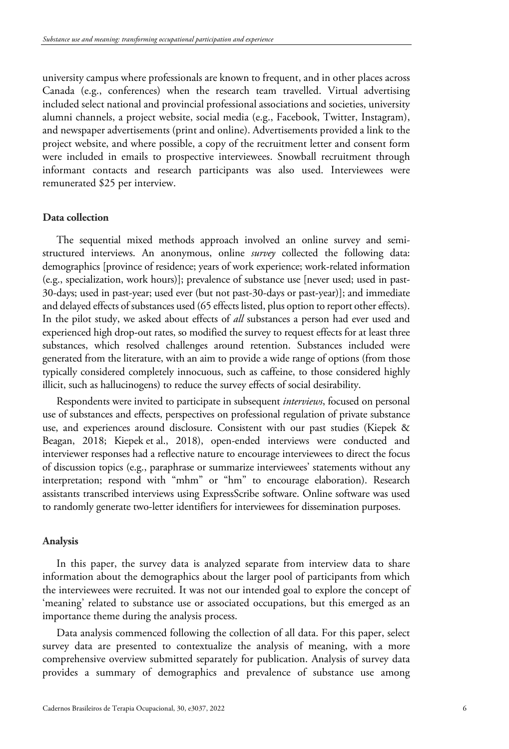university campus where professionals are known to frequent, and in other places across Canada (e.g., conferences) when the research team travelled. Virtual advertising included select national and provincial professional associations and societies, university alumni channels, a project website, social media (e.g., Facebook, Twitter, Instagram), and newspaper advertisements (print and online). Advertisements provided a link to the project website, and where possible, a copy of the recruitment letter and consent form were included in emails to prospective interviewees. Snowball recruitment through informant contacts and research participants was also used. Interviewees were remunerated $25 per interview.

### Data collection

The sequential mixed methods approach involved an online survey and semi-structured interviews. An anonymous, online *survey* collected the following data: demographics [province of residence; years of work experience; work-related information (e.g., specialization, work hours)]; prevalence of substance use [never used; used in past-30-days; used in past-year; used ever (but not past-30-days or past-year)]; and immediate and delayed effects of substances used (65 effects listed, plus option to report other effects). In the pilot study, we asked about effects of *all* substances a person had ever used and experienced high drop-out rates, so modified the survey to request effects for at least three substances, which resolved challenges around retention. Substances included were generated from the literature, with an aim to provide a wide range of options (from those typically considered completely innocuous, such as caffeine, to those considered highly illicit, such as hallucinogens) to reduce the survey effects of social desirability.

Respondents were invited to participate in subsequent *interviews*, focused on personal use of substances and effects, perspectives on professional regulation of private substance use, and experiences around disclosure. Consistent with our past studies (Kiepek & Beagan, 2018; Kiepek et al., 2018), open-ended interviews were conducted and interviewer responses had a reflective nature to encourage interviewees to direct the focus of discussion topics (e.g., paraphrase or summarize interviewees' statements without any interpretation; respond with "mhm" or "hm" to encourage elaboration). Research assistants transcribed interviews using ExpressScribe software. Online software was used to randomly generate two-letter identifiers for interviewees for dissemination purposes.

### Analysis

In this paper, the survey data is analyzed separate from interview data to share information about the demographics about the larger pool of participants from which the interviewees were recruited. It was not our intended goal to explore the concept of 'meaning' related to substance use or associated occupations, but this emerged as an importance theme during the analysis process.

Data analysis commenced following the collection of all data. For this paper, select survey data are presented to contextualize the analysis of meaning, with a more comprehensive overview submitted separately for publication. Analysis of survey data provides a summary of demographics and prevalence of substance use among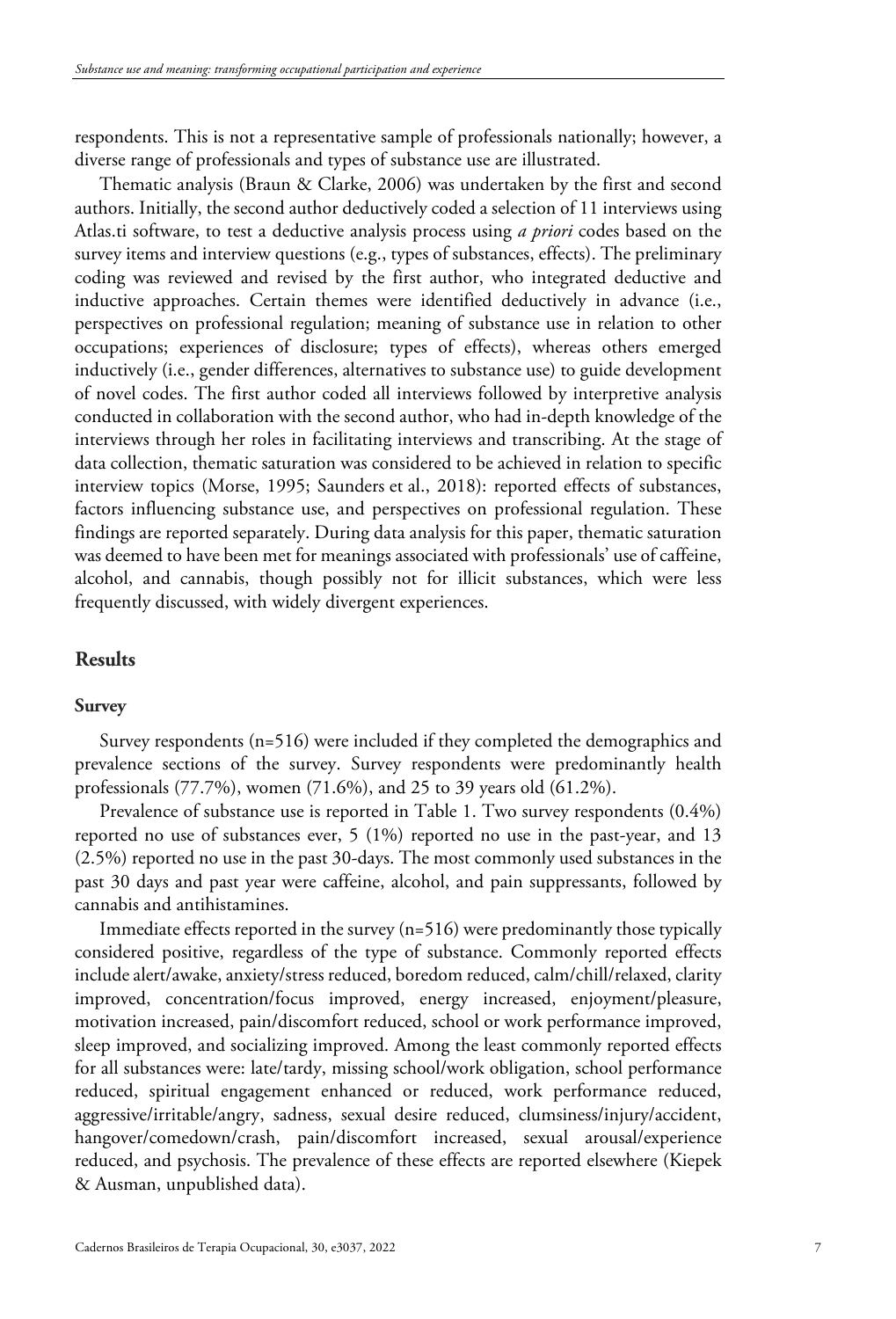respondents. This is not a representative sample of professionals nationally; however, a diverse range of professionals and types of substance use are illustrated.

Thematic analysis (Braun & Clarke, 2006) was undertaken by the first and second authors. Initially, the second author deductively coded a selection of 11 interviews using Atlas.ti software, to test a deductive analysis process using *a priori* codes based on the survey items and interview questions (e.g., types of substances, effects). The preliminary coding was reviewed and revised by the first author, who integrated deductive and inductive approaches. Certain themes were identified deductively in advance (i.e., perspectives on professional regulation; meaning of substance use in relation to other occupations; experiences of disclosure; types of effects), whereas others emerged inductively (i.e., gender differences, alternatives to substance use) to guide development of novel codes. The first author coded all interviews followed by interpretive analysis conducted in collaboration with the second author, who had in-depth knowledge of the interviews through her roles in facilitating interviews and transcribing. At the stage of data collection, thematic saturation was considered to be achieved in relation to specific interview topics (Morse, 1995; Saunders et al., 2018): reported effects of substances, factors influencing substance use, and perspectives on professional regulation. These findings are reported separately. During data analysis for this paper, thematic saturation was deemed to have been met for meanings associated with professionals' use of caffeine, alcohol, and cannabis, though possibly not for illicit substances, which were less frequently discussed, with widely divergent experiences.

## Results

### Survey

Survey respondents (n=516) were included if they completed the demographics and prevalence sections of the survey. Survey respondents were predominantly health professionals (77.7%), women (71.6%), and 25 to 39 years old (61.2%).

Prevalence of substance use is reported in Table 1. Two survey respondents (0.4%) reported no use of substances ever, 5 (1%) reported no use in the past-year, and 13 (2.5%) reported no use in the past 30-days. The most commonly used substances in the past 30 days and past year were caffeine, alcohol, and pain suppressants, followed by cannabis and antihistamines.

Immediate effects reported in the survey (n=516) were predominantly those typically considered positive, regardless of the type of substance. Commonly reported effects include alert/awake, anxiety/stress reduced, boredom reduced, calm/chill/relaxed, clarity improved, concentration/focus improved, energy increased, enjoyment/pleasure, motivation increased, pain/discomfort reduced, school or work performance improved, sleep improved, and socializing improved. Among the least commonly reported effects for all substances were: late/tardy, missing school/work obligation, school performance reduced, spiritual engagement enhanced or reduced, work performance reduced, aggressive/irritable/angry, sadness, sexual desire reduced, clumsiness/injury/accident, hangover/comedown/crash, pain/discomfort increased, sexual arousal/experience reduced, and psychosis. The prevalence of these effects are reported elsewhere (Kiepek & Ausman, unpublished data).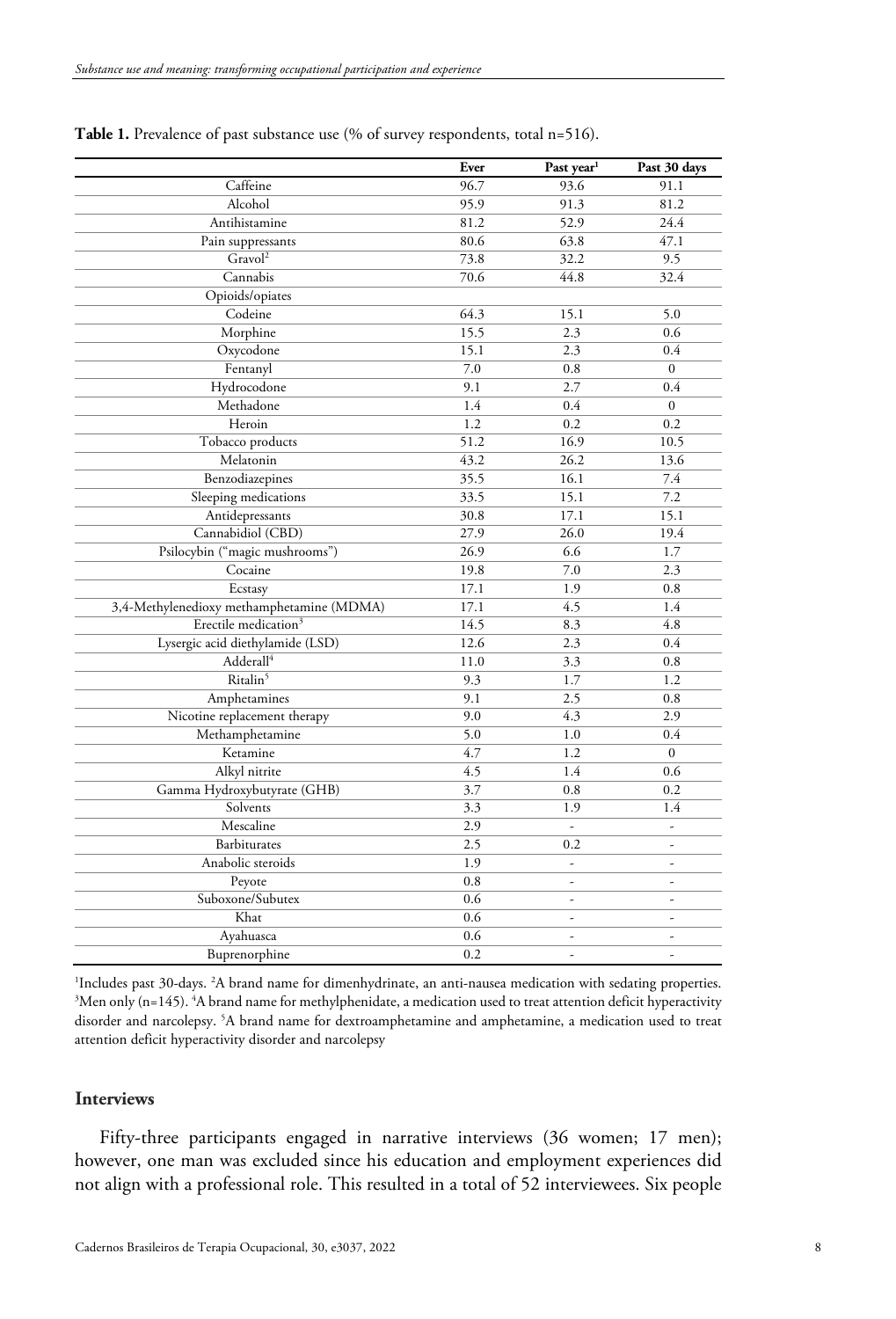**Table 1.** Prevalence of past substance use (% of survey respondents, total n=516).

| | Ever | Past year[1] | Past 30 days |
|---|---|---|---|
| Caffeine | 96.7 | 93.6 | 91.1 |
| Alcohol | 95.9 | 91.3 | 81.2 |
| Antihistamine | 81.2 | 52.9 | 24.4 |
| Pain suppressants | 80.6 | 63.8 | 47.1 |
| Gravol[2] | 73.8 | 32.2 | 9.5 |
| Cannabis | 70.6 | 44.8 | 32.4 |
| Opioids/opiates | | | |
| Codeine | 64.3 | 15.1 | 5.0 |
| Morphine | 15.5 | 2.3 | 0.6 |
| Oxycodone | 15.1 | 2.3 | 0.4 |
| Fentanyl | 7.0 | 0.8 | 0 |
| Hydrocodone | 9.1 | 2.7 | 0.4 |
| Methadone | 1.4 | 0.4 | 0 |
| Heroin | 1.2 | 0.2 | 0.2 |
| Tobacco products | 51.2 | 16.9 | 10.5 |
| Melatonin | 43.2 | 26.2 | 13.6 |
| Benzodiazepines | 35.5 | 16.1 | 7.4 |
| Sleeping medications | 33.5 | 15.1 | 7.2 |
| Antidepressants | 30.8 | 17.1 | 15.1 |
| Cannabidiol (CBD) | 27.9 | 26.0 | 19.4 |
| Psilocybin ("magic mushrooms") | 26.9 | 6.6 | 1.7 |
| Cocaine | 19.8 | 7.0 | 2.3 |
| Ecstasy | 17.1 | 1.9 | 0.8 |
| 3,4-Methylenedioxy methamphetamine (MDMA) | 17.1 | 4.5 | 1.4 |
| Erectile medication[3] | 14.5 | 8.3 | 4.8 |
| Lysergic acid diethylamide (LSD) | 12.6 | 2.3 | 0.4 |
| Adderall[4] | 11.0 | 3.3 | 0.8 |
| Ritalin[5] | 9.3 | 1.7 | 1.2 |
| Amphetamines | 9.1 | 2.5 | 0.8 |
| Nicotine replacement therapy | 9.0 | 4.3 | 2.9 |
| Methamphetamine | 5.0 | 1.0 | 0.4 |
| Ketamine | 4.7 | 1.2 | 0 |
| Alkyl nitrite | 4.5 | 1.4 | 0.6 |
| Gamma Hydroxybutyrate (GHB) | 3.7 | 0.8 | 0.2 |
| Solvents | 3.3 | 1.9 | 1.4 |
| Mescaline | 2.9 | - | - |
| Barbiturates | 2.5 | 0.2 | - |
| Anabolic steroids | 1.9 | - | - |
| Peyote | 0.8 | - | - |
| Suboxone/Subutex | 0.6 | - | - |
| Khat | 0.6 | - | - |
| Ayahuasca | 0.6 | - | - |
| Buprenorphine | 0.2 | - | - |

[1]Includes past 30-days. [2]A brand name for dimenhydrinate, an anti-nausea medication with sedating properties. [3]Men only (n=145). [4]A brand name for methylphenidate, a medication used to treat attention deficit hyperactivity disorder and narcolepsy. [5]A brand name for dextroamphetamine and amphetamine, a medication used to treat attention deficit hyperactivity disorder and narcolepsy

### Interviews

Fifty-three participants engaged in narrative interviews (36 women; 17 men); however, one man was excluded since his education and employment experiences did not align with a professional role. This resulted in a total of 52 interviewees. Six people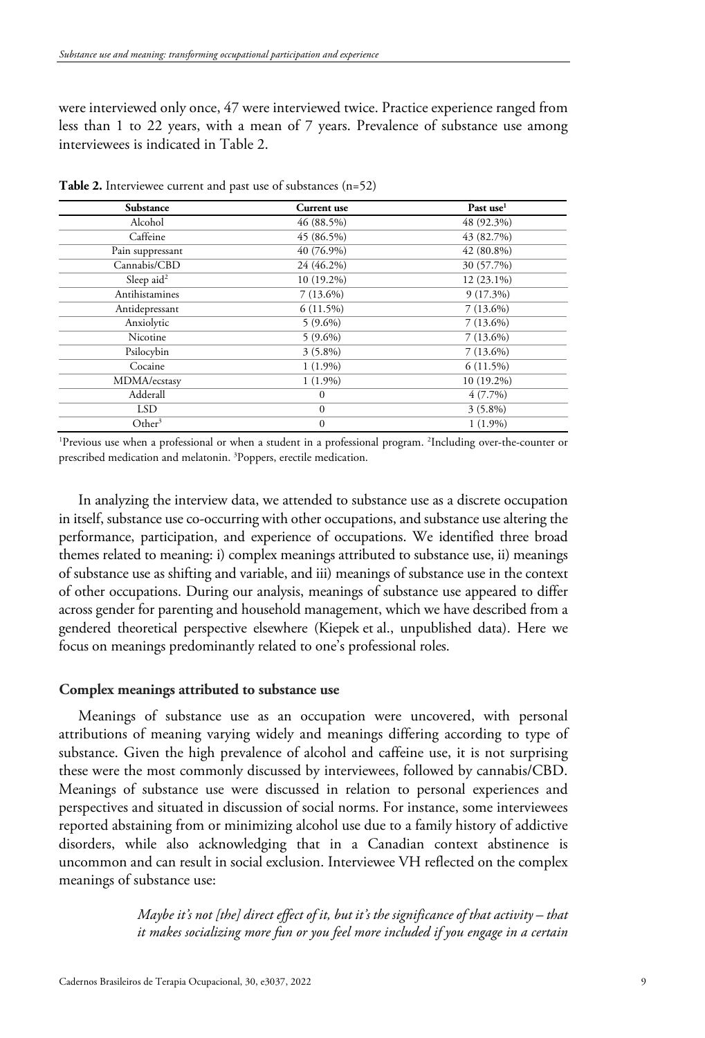were interviewed only once, 47 were interviewed twice. Practice experience ranged from less than 1 to 22 years, with a mean of 7 years. Prevalence of substance use among interviewees is indicated in Table 2.

**Table 2.** Interviewee current and past use of substances (n=52)

| Substance | Current use | Past use[1] |
|---|---|---|
| Alcohol | 46 (88.5%) | 48 (92.3%) |
| Caffeine | 45 (86.5%) | 43 (82.7%) |
| Pain suppressant | 40 (76.9%) | 42 (80.8%) |
| Cannabis/CBD | 24 (46.2%) | 30 (57.7%) |
| Sleep aid[2] | 10 (19.2%) | 12 (23.1%) |
| Antihistamines | 7 (13.6%) | 9 (17.3%) |
| Antidepressant | 6 (11.5%) | 7 (13.6%) |
| Anxiolytic | 5 (9.6%) | 7 (13.6%) |
| Nicotine | 5 (9.6%) | 7 (13.6%) |
| Psilocybin | 3 (5.8%) | 7 (13.6%) |
| Cocaine | 1 (1.9%) | 6 (11.5%) |
| MDMA/ecstasy | 1 (1.9%) | 10 (19.2%) |
| Adderall | 0 | 4 (7.7%) |
| LSD | 0 | 3 (5.8%) |
| Other[3] | 0 | 1 (1.9%) |

[1]Previous use when a professional or when a student in a professional program. [2]Including over-the-counter or prescribed medication and melatonin. [3]Poppers, erectile medication.

In analyzing the interview data, we attended to substance use as a discrete occupation in itself, substance use co-occurring with other occupations, and substance use altering the performance, participation, and experience of occupations. We identified three broad themes related to meaning: i) complex meanings attributed to substance use, ii) meanings of substance use as shifting and variable, and iii) meanings of substance use in the context of other occupations. During our analysis, meanings of substance use appeared to differ across gender for parenting and household management, which we have described from a gendered theoretical perspective elsewhere (Kiepek et al., unpublished data). Here we focus on meanings predominantly related to one's professional roles.

### Complex meanings attributed to substance use

Meanings of substance use as an occupation were uncovered, with personal attributions of meaning varying widely and meanings differing according to type of substance. Given the high prevalence of alcohol and caffeine use, it is not surprising these were the most commonly discussed by interviewees, followed by cannabis/CBD. Meanings of substance use were discussed in relation to personal experiences and perspectives and situated in discussion of social norms. For instance, some interviewees reported abstaining from or minimizing alcohol use due to a family history of addictive disorders, while also acknowledging that in a Canadian context abstinence is uncommon and can result in social exclusion. Interviewee VH reflected on the complex meanings of substance use:

> *Maybe it's not [the] direct effect of it, but it's the significance of that activity – that it makes socializing more fun or you feel more included if you engage in a certain*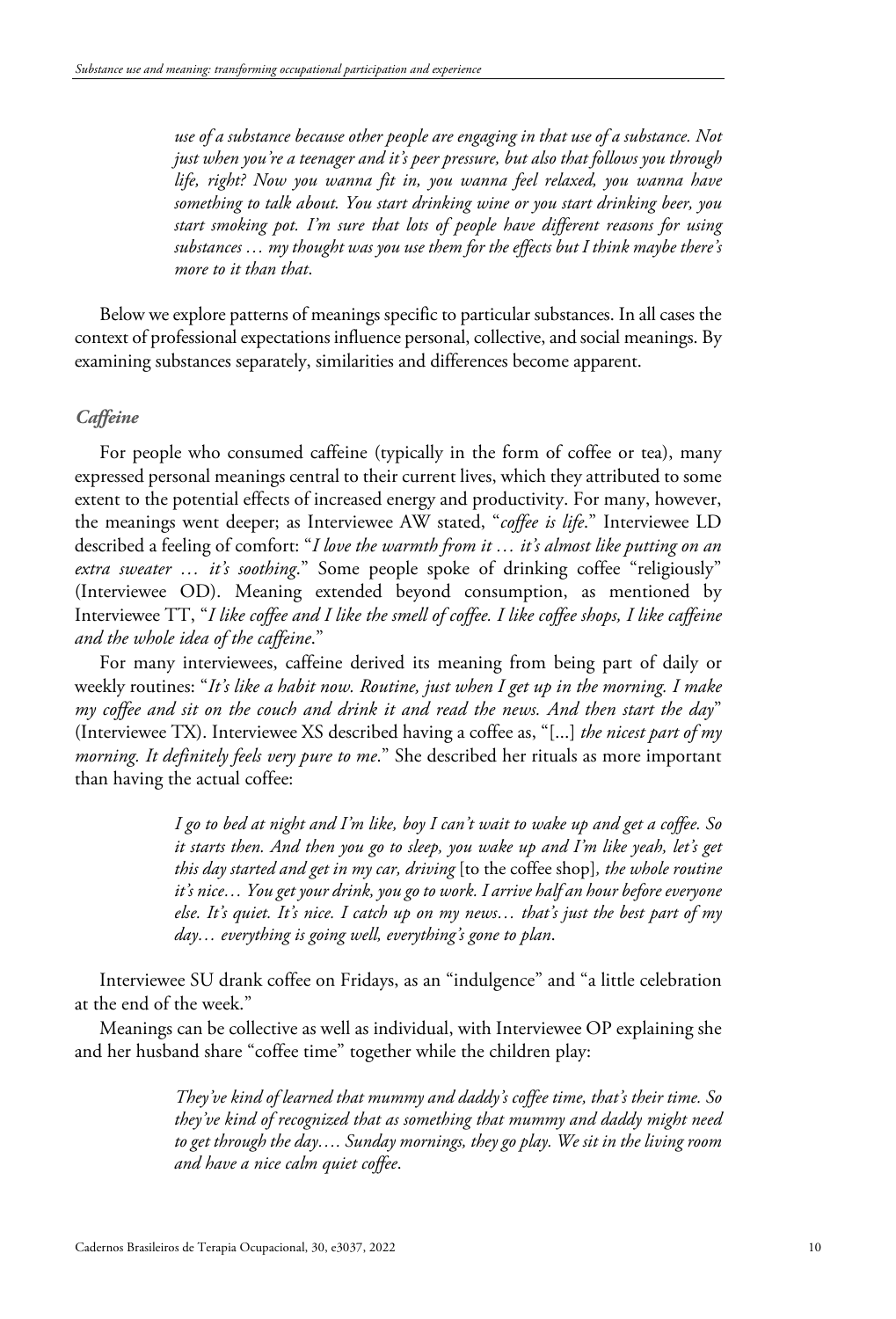*use of a substance because other people are engaging in that use of a substance. Not just when you're a teenager and it's peer pressure, but also that follows you through life, right? Now you wanna fit in, you wanna feel relaxed, you wanna have something to talk about. You start drinking wine or you start drinking beer, you start smoking pot. I'm sure that lots of people have different reasons for using substances … my thought was you use them for the effects but I think maybe there's more to it than that*.

Below we explore patterns of meanings specific to particular substances. In all cases the context of professional expectations influence personal, collective, and social meanings. By examining substances separately, similarities and differences become apparent.

### *Caffeine*

For people who consumed caffeine (typically in the form of coffee or tea), many expressed personal meanings central to their current lives, which they attributed to some extent to the potential effects of increased energy and productivity. For many, however, the meanings went deeper; as Interviewee AW stated, "*coffee is life*." Interviewee LD described a feeling of comfort: "*I love the warmth from it … it's almost like putting on an extra sweater … it's soothing*." Some people spoke of drinking coffee "religiously" (Interviewee OD). Meaning extended beyond consumption, as mentioned by Interviewee TT, "*I like coffee and I like the smell of coffee. I like coffee shops, I like caffeine and the whole idea of the caffeine*."

For many interviewees, caffeine derived its meaning from being part of daily or weekly routines: "*It's like a habit now. Routine, just when I get up in the morning. I make my coffee and sit on the couch and drink it and read the news. And then start the day*" (Interviewee TX). Interviewee XS described having a coffee as, "[...] *the nicest part of my morning. It definitely feels very pure to me*." She described her rituals as more important than having the actual coffee:

> *I go to bed at night and I'm like, boy I can't wait to wake up and get a coffee. So it starts then. And then you go to sleep, you wake up and I'm like yeah, let's get this day started and get in my car, driving* [to the coffee shop]*, the whole routine it's nice… You get your drink, you go to work. I arrive half an hour before everyone else. It's quiet. It's nice. I catch up on my news… that's just the best part of my day… everything is going well, everything's gone to plan*.

Interviewee SU drank coffee on Fridays, as an "indulgence" and "a little celebration at the end of the week."

Meanings can be collective as well as individual, with Interviewee OP explaining she and her husband share "coffee time" together while the children play:

> *They've kind of learned that mummy and daddy's coffee time, that's their time. So they've kind of recognized that as something that mummy and daddy might need to get through the day…. Sunday mornings, they go play. We sit in the living room and have a nice calm quiet coffee*.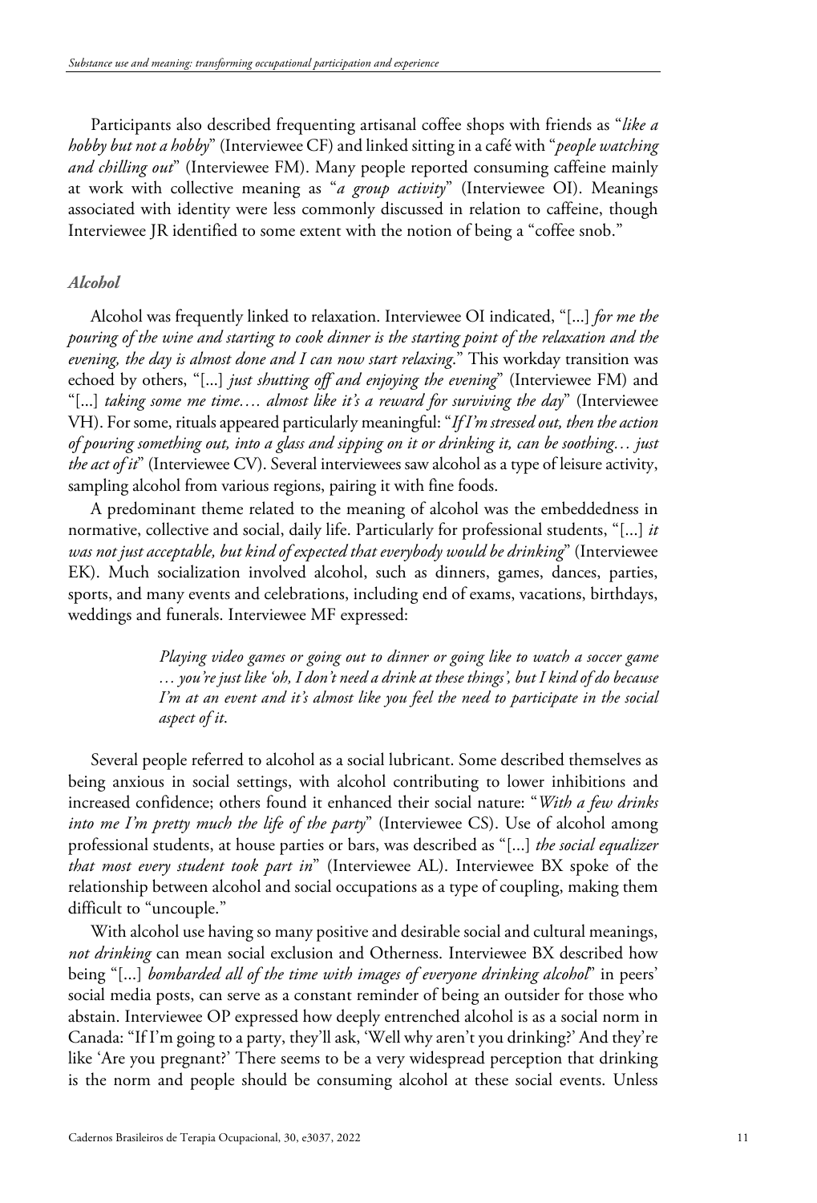Participants also described frequenting artisanal coffee shops with friends as "*like a hobby but not a hobby*" (Interviewee CF) and linked sitting in a café with "*people watching and chilling out*" (Interviewee FM). Many people reported consuming caffeine mainly at work with collective meaning as "*a group activity*" (Interviewee OI). Meanings associated with identity were less commonly discussed in relation to caffeine, though Interviewee JR identified to some extent with the notion of being a "coffee snob."

### *Alcohol*

Alcohol was frequently linked to relaxation. Interviewee OI indicated, "[...] *for me the pouring of the wine and starting to cook dinner is the starting point of the relaxation and the evening, the day is almost done and I can now start relaxing*." This workday transition was echoed by others, "[...] *just shutting off and enjoying the evening*" (Interviewee FM) and "[...] *taking some me time…. almost like it's a reward for surviving the day*" (Interviewee VH). For some, rituals appeared particularly meaningful: "*If I'm stressed out, then the action of pouring something out, into a glass and sipping on it or drinking it, can be soothing… just the act of it*" (Interviewee CV). Several interviewees saw alcohol as a type of leisure activity, sampling alcohol from various regions, pairing it with fine foods.

A predominant theme related to the meaning of alcohol was the embeddedness in normative, collective and social, daily life. Particularly for professional students, "[...] *it was not just acceptable, but kind of expected that everybody would be drinking*" (Interviewee EK). Much socialization involved alcohol, such as dinners, games, dances, parties, sports, and many events and celebrations, including end of exams, vacations, birthdays, weddings and funerals. Interviewee MF expressed:

> *Playing video games or going out to dinner or going like to watch a soccer game … you're just like 'oh, I don't need a drink at these things', but I kind of do because I'm at an event and it's almost like you feel the need to participate in the social aspect of it*.

Several people referred to alcohol as a social lubricant. Some described themselves as being anxious in social settings, with alcohol contributing to lower inhibitions and increased confidence; others found it enhanced their social nature: "*With a few drinks into me I'm pretty much the life of the party*" (Interviewee CS). Use of alcohol among professional students, at house parties or bars, was described as "[...] *the social equalizer that most every student took part in*" (Interviewee AL). Interviewee BX spoke of the relationship between alcohol and social occupations as a type of coupling, making them difficult to "uncouple."

With alcohol use having so many positive and desirable social and cultural meanings, *not drinking* can mean social exclusion and Otherness. Interviewee BX described how being "[...] *bombarded all of the time with images of everyone drinking alcohol*" in peers' social media posts, can serve as a constant reminder of being an outsider for those who abstain. Interviewee OP expressed how deeply entrenched alcohol is as a social norm in Canada: "If I'm going to a party, they'll ask, 'Well why aren't you drinking?' And they're like 'Are you pregnant?' There seems to be a very widespread perception that drinking is the norm and people should be consuming alcohol at these social events. Unless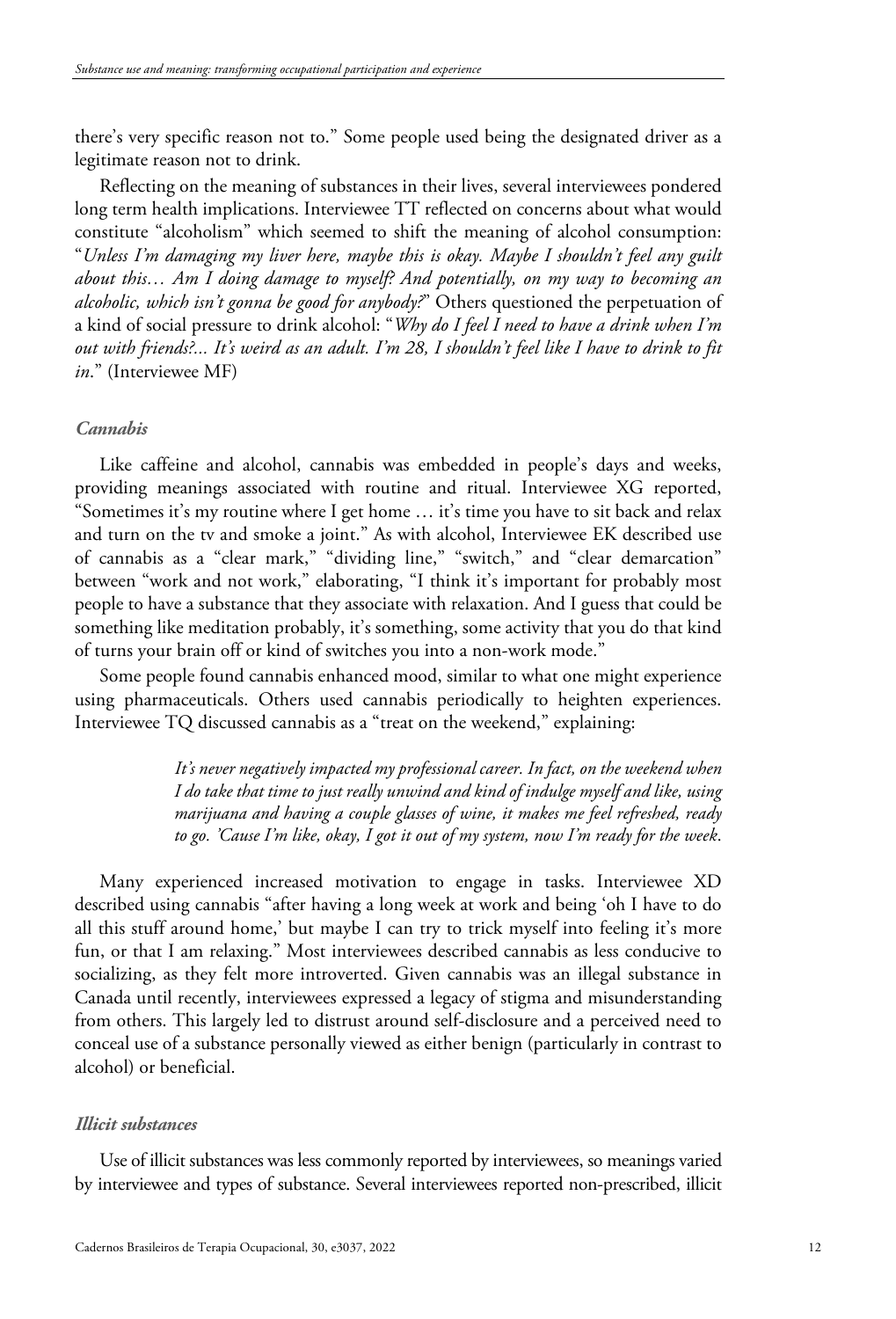there's very specific reason not to." Some people used being the designated driver as a legitimate reason not to drink.

Reflecting on the meaning of substances in their lives, several interviewees pondered long term health implications. Interviewee TT reflected on concerns about what would constitute "alcoholism" which seemed to shift the meaning of alcohol consumption: "*Unless I'm damaging my liver here, maybe this is okay. Maybe I shouldn't feel any guilt about this… Am I doing damage to myself? And potentially, on my way to becoming an alcoholic, which isn't gonna be good for anybody?*" Others questioned the perpetuation of a kind of social pressure to drink alcohol: "*Why do I feel I need to have a drink when I'm out with friends?... It's weird as an adult. I'm 28, I shouldn't feel like I have to drink to fit in*." (Interviewee MF)

### *Cannabis*

Like caffeine and alcohol, cannabis was embedded in people's days and weeks, providing meanings associated with routine and ritual. Interviewee XG reported, "Sometimes it's my routine where I get home … it's time you have to sit back and relax and turn on the tv and smoke a joint." As with alcohol, Interviewee EK described use of cannabis as a "clear mark," "dividing line," "switch," and "clear demarcation" between "work and not work," elaborating, "I think it's important for probably most people to have a substance that they associate with relaxation. And I guess that could be something like meditation probably, it's something, some activity that you do that kind of turns your brain off or kind of switches you into a non-work mode."

Some people found cannabis enhanced mood, similar to what one might experience using pharmaceuticals. Others used cannabis periodically to heighten experiences. Interviewee TQ discussed cannabis as a "treat on the weekend," explaining:

> *It's never negatively impacted my professional career. In fact, on the weekend when I do take that time to just really unwind and kind of indulge myself and like, using marijuana and having a couple glasses of wine, it makes me feel refreshed, ready to go. 'Cause I'm like, okay, I got it out of my system, now I'm ready for the week.*

Many experienced increased motivation to engage in tasks. Interviewee XD described using cannabis "after having a long week at work and being 'oh I have to do all this stuff around home,' but maybe I can try to trick myself into feeling it's more fun, or that I am relaxing." Most interviewees described cannabis as less conducive to socializing, as they felt more introverted. Given cannabis was an illegal substance in Canada until recently, interviewees expressed a legacy of stigma and misunderstanding from others. This largely led to distrust around self-disclosure and a perceived need to conceal use of a substance personally viewed as either benign (particularly in contrast to alcohol) or beneficial.

### *Illicit substances*

Use of illicit substances was less commonly reported by interviewees, so meanings varied by interviewee and types of substance. Several interviewees reported non-prescribed, illicit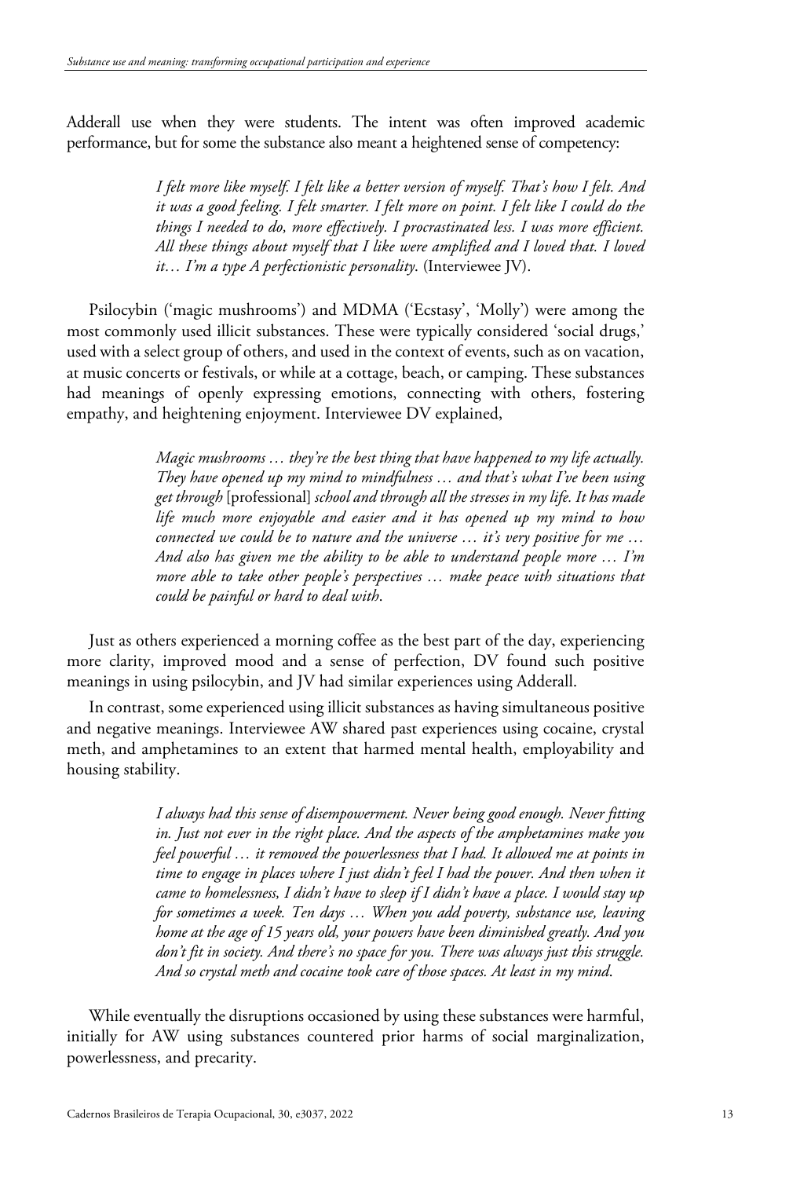Adderall use when they were students. The intent was often improved academic performance, but for some the substance also meant a heightened sense of competency:

> *I felt more like myself. I felt like a better version of myself. That's how I felt. And it was a good feeling. I felt smarter. I felt more on point. I felt like I could do the things I needed to do, more effectively. I procrastinated less. I was more efficient. All these things about myself that I like were amplified and I loved that. I loved it… I'm a type A perfectionistic personality.* (Interviewee JV).

Psilocybin ('magic mushrooms') and MDMA ('Ecstasy', 'Molly') were among the most commonly used illicit substances. These were typically considered 'social drugs,' used with a select group of others, and used in the context of events, such as on vacation, at music concerts or festivals, or while at a cottage, beach, or camping. These substances had meanings of openly expressing emotions, connecting with others, fostering empathy, and heightening enjoyment. Interviewee DV explained,

> *Magic mushrooms … they're the best thing that have happened to my life actually. They have opened up my mind to mindfulness … and that's what I've been using get through* [professional] *school and through all the stresses in my life. It has made life much more enjoyable and easier and it has opened up my mind to how connected we could be to nature and the universe … it's very positive for me … And also has given me the ability to be able to understand people more … I'm more able to take other people's perspectives … make peace with situations that could be painful or hard to deal with*.

Just as others experienced a morning coffee as the best part of the day, experiencing more clarity, improved mood and a sense of perfection, DV found such positive meanings in using psilocybin, and JV had similar experiences using Adderall.

In contrast, some experienced using illicit substances as having simultaneous positive and negative meanings. Interviewee AW shared past experiences using cocaine, crystal meth, and amphetamines to an extent that harmed mental health, employability and housing stability.

> *I always had this sense of disempowerment. Never being good enough. Never fitting in. Just not ever in the right place. And the aspects of the amphetamines make you feel powerful … it removed the powerlessness that I had. It allowed me at points in time to engage in places where I just didn't feel I had the power. And then when it came to homelessness, I didn't have to sleep if I didn't have a place. I would stay up for sometimes a week. Ten days … When you add poverty, substance use, leaving home at the age of 15 years old, your powers have been diminished greatly. And you don't fit in society. And there's no space for you. There was always just this struggle. And so crystal meth and cocaine took care of those spaces. At least in my mind*.

While eventually the disruptions occasioned by using these substances were harmful, initially for AW using substances countered prior harms of social marginalization, powerlessness, and precarity.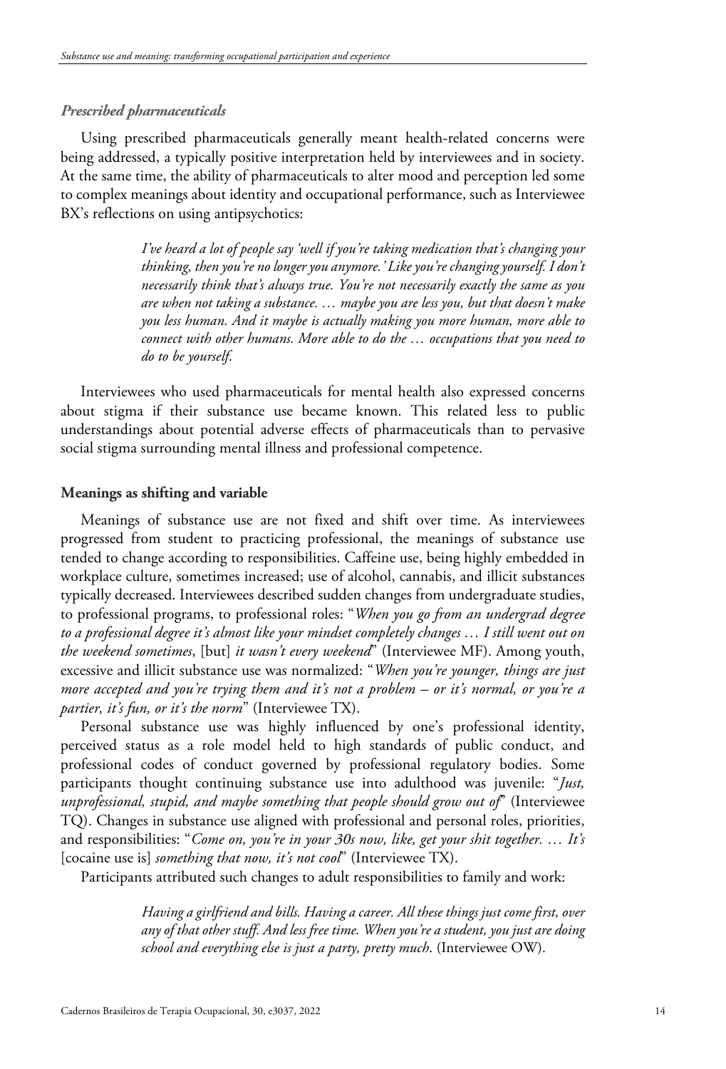### *Prescribed pharmaceuticals*

Using prescribed pharmaceuticals generally meant health-related concerns were being addressed, a typically positive interpretation held by interviewees and in society. At the same time, the ability of pharmaceuticals to alter mood and perception led some to complex meanings about identity and occupational performance, such as Interviewee BX's reflections on using antipsychotics:

> *I've heard a lot of people say 'well if you're taking medication that's changing your thinking, then you're no longer you anymore.' Like you're changing yourself. I don't necessarily think that's always true. You're not necessarily exactly the same as you are when not taking a substance. … maybe you are less you, but that doesn't make you less human. And it maybe is actually making you more human, more able to connect with other humans. More able to do the … occupations that you need to do to be yourself.*

Interviewees who used pharmaceuticals for mental health also expressed concerns about stigma if their substance use became known. This related less to public understandings about potential adverse effects of pharmaceuticals than to pervasive social stigma surrounding mental illness and professional competence.

## **Meanings as shifting and variable**

Meanings of substance use are not fixed and shift over time. As interviewees progressed from student to practicing professional, the meanings of substance use tended to change according to responsibilities. Caffeine use, being highly embedded in workplace culture, sometimes increased; use of alcohol, cannabis, and illicit substances typically decreased. Interviewees described sudden changes from undergraduate studies, to professional programs, to professional roles: "*When you go from an undergrad degree to a professional degree it's almost like your mindset completely changes … I still went out on the weekend sometimes*, [but] *it wasn't every weekend*" (Interviewee MF). Among youth, excessive and illicit substance use was normalized: "*When you're younger, things are just more accepted and you're trying them and it's not a problem – or it's normal, or you're a partier, it's fun, or it's the norm*" (Interviewee TX).

Personal substance use was highly influenced by one's professional identity, perceived status as a role model held to high standards of public conduct, and professional codes of conduct governed by professional regulatory bodies. Some participants thought continuing substance use into adulthood was juvenile: "*Just, unprofessional, stupid, and maybe something that people should grow out of*" (Interviewee TQ). Changes in substance use aligned with professional and personal roles, priorities, and responsibilities: "*Come on, you're in your 30s now, like, get your shit together. … It's* [cocaine use is] *something that now, it's not cool*" (Interviewee TX).

Participants attributed such changes to adult responsibilities to family and work:

> *Having a girlfriend and bills. Having a career. All these things just come first, over any of that other stuff. And less free time. When you're a student, you just are doing school and everything else is just a party, pretty much*. (Interviewee OW).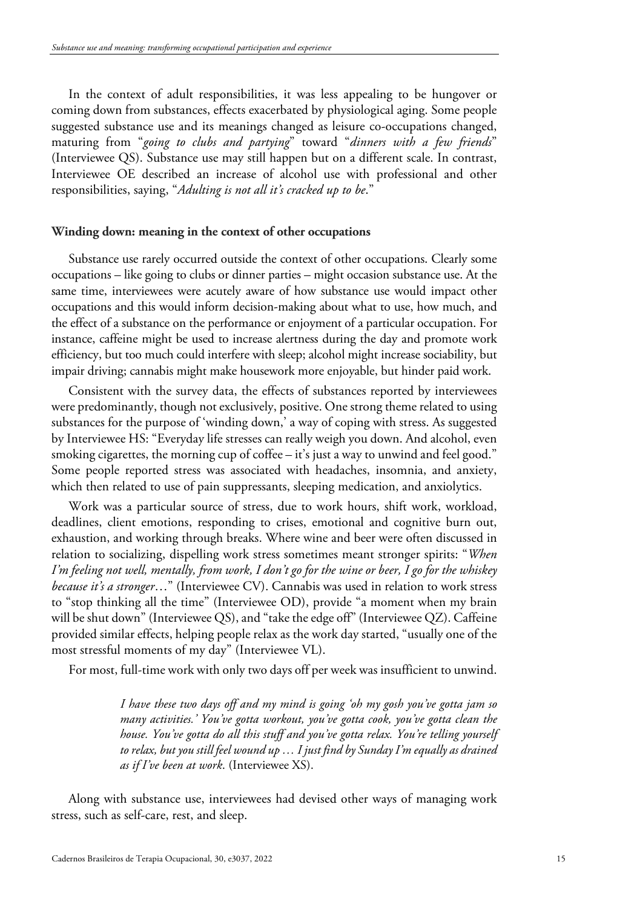In the context of adult responsibilities, it was less appealing to be hungover or coming down from substances, effects exacerbated by physiological aging. Some people suggested substance use and its meanings changed as leisure co-occupations changed, maturing from "*going to clubs and partying*" toward "*dinners with a few friends*" (Interviewee QS). Substance use may still happen but on a different scale. In contrast, Interviewee OE described an increase of alcohol use with professional and other responsibilities, saying, "*Adulting is not all it's cracked up to be*."

### Winding down: meaning in the context of other occupations

Substance use rarely occurred outside the context of other occupations. Clearly some occupations – like going to clubs or dinner parties – might occasion substance use. At the same time, interviewees were acutely aware of how substance use would impact other occupations and this would inform decision-making about what to use, how much, and the effect of a substance on the performance or enjoyment of a particular occupation. For instance, caffeine might be used to increase alertness during the day and promote work efficiency, but too much could interfere with sleep; alcohol might increase sociability, but impair driving; cannabis might make housework more enjoyable, but hinder paid work.

Consistent with the survey data, the effects of substances reported by interviewees were predominantly, though not exclusively, positive. One strong theme related to using substances for the purpose of 'winding down,' a way of coping with stress. As suggested by Interviewee HS: "Everyday life stresses can really weigh you down. And alcohol, even smoking cigarettes, the morning cup of coffee – it's just a way to unwind and feel good." Some people reported stress was associated with headaches, insomnia, and anxiety, which then related to use of pain suppressants, sleeping medication, and anxiolytics.

Work was a particular source of stress, due to work hours, shift work, workload, deadlines, client emotions, responding to crises, emotional and cognitive burn out, exhaustion, and working through breaks. Where wine and beer were often discussed in relation to socializing, dispelling work stress sometimes meant stronger spirits: "*When I'm feeling not well, mentally, from work, I don't go for the wine or beer, I go for the whiskey because it's a stronger*…" (Interviewee CV). Cannabis was used in relation to work stress to "stop thinking all the time" (Interviewee OD), provide "a moment when my brain will be shut down" (Interviewee QS), and "take the edge off" (Interviewee QZ). Caffeine provided similar effects, helping people relax as the work day started, "usually one of the most stressful moments of my day" (Interviewee VL).

For most, full-time work with only two days off per week was insufficient to unwind.

> *I have these two days off and my mind is going 'oh my gosh you've gotta jam so many activities.' You've gotta workout, you've gotta cook, you've gotta clean the house. You've gotta do all this stuff and you've gotta relax. You're telling yourself to relax, but you still feel wound up … I just find by Sunday I'm equally as drained as if I've been at work.* (Interviewee XS).

Along with substance use, interviewees had devised other ways of managing work stress, such as self-care, rest, and sleep.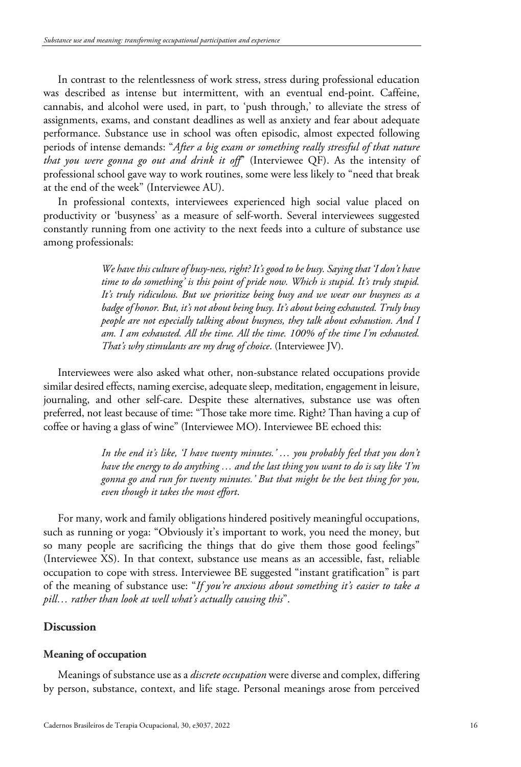In contrast to the relentlessness of work stress, stress during professional education was described as intense but intermittent, with an eventual end-point. Caffeine, cannabis, and alcohol were used, in part, to 'push through,' to alleviate the stress of assignments, exams, and constant deadlines as well as anxiety and fear about adequate performance. Substance use in school was often episodic, almost expected following periods of intense demands: "*After a big exam or something really stressful of that nature that you were gonna go out and drink it off*" (Interviewee QF). As the intensity of professional school gave way to work routines, some were less likely to "need that break at the end of the week" (Interviewee AU).

In professional contexts, interviewees experienced high social value placed on productivity or 'busyness' as a measure of self-worth. Several interviewees suggested constantly running from one activity to the next feeds into a culture of substance use among professionals:

> *We have this culture of busy-ness, right? It's good to be busy. Saying that 'I don't have time to do something' is this point of pride now. Which is stupid. It's truly stupid. It's truly ridiculous. But we prioritize being busy and we wear our busyness as a badge of honor. But, it's not about being busy. It's about being exhausted. Truly busy people are not especially talking about busyness, they talk about exhaustion. And I am. I am exhausted. All the time. All the time. 100% of the time I'm exhausted. That's why stimulants are my drug of choice*. (Interviewee JV).

Interviewees were also asked what other, non-substance related occupations provide similar desired effects, naming exercise, adequate sleep, meditation, engagement in leisure, journaling, and other self-care. Despite these alternatives, substance use was often preferred, not least because of time: "Those take more time. Right? Than having a cup of coffee or having a glass of wine" (Interviewee MO). Interviewee BE echoed this:

> *In the end it's like, 'I have twenty minutes.' … you probably feel that you don't have the energy to do anything … and the last thing you want to do is say like 'I'm gonna go and run for twenty minutes.' But that might be the best thing for you, even though it takes the most effort*.

For many, work and family obligations hindered positively meaningful occupations, such as running or yoga: "Obviously it's important to work, you need the money, but so many people are sacrificing the things that do give them those good feelings" (Interviewee XS). In that context, substance use means as an accessible, fast, reliable occupation to cope with stress. Interviewee BE suggested "instant gratification" is part of the meaning of substance use: "*If you're anxious about something it's easier to take a pill… rather than look at well what's actually causing this*".

## Discussion

### Meaning of occupation

Meanings of substance use as a *discrete occupation* were diverse and complex, differing by person, substance, context, and life stage. Personal meanings arose from perceived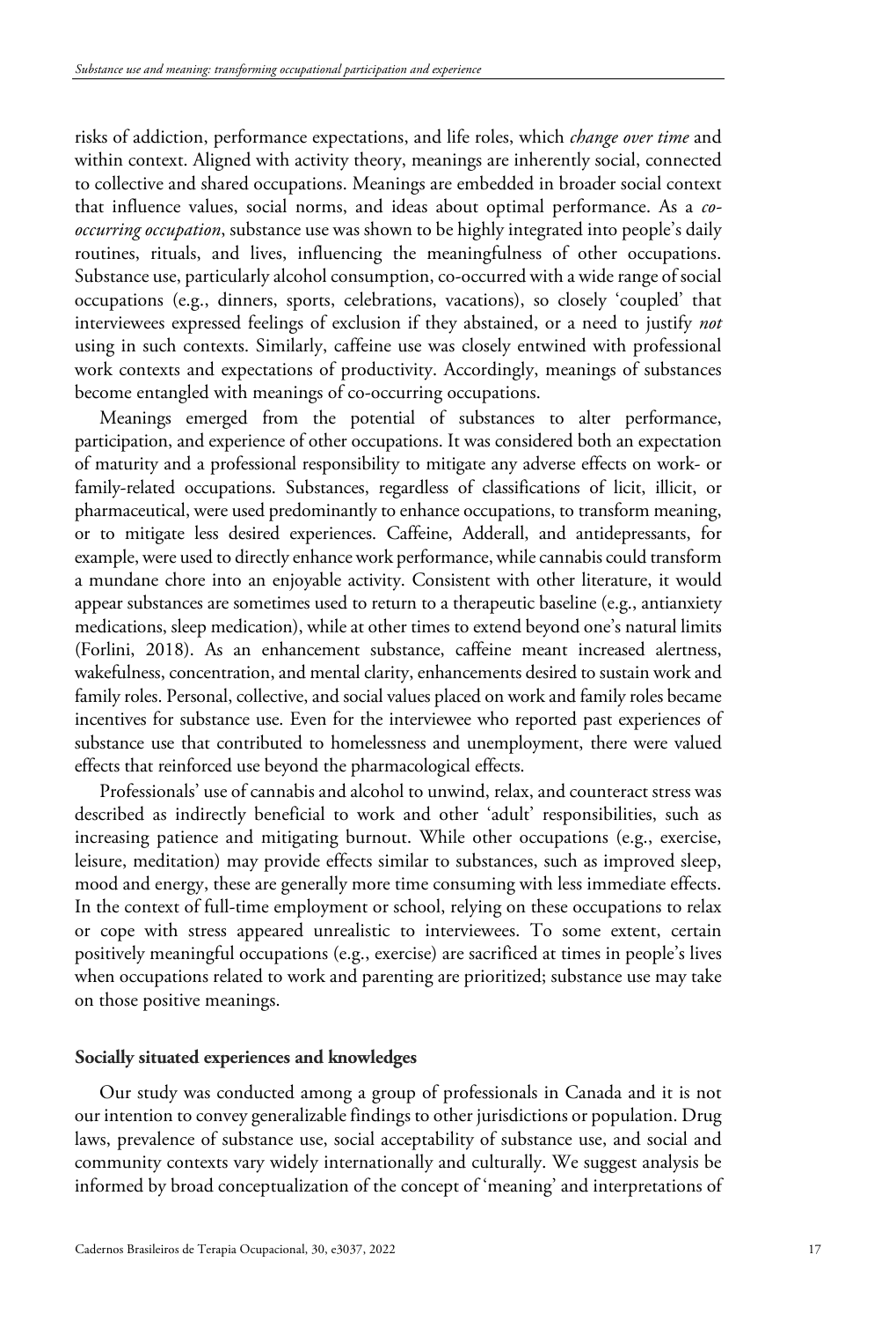risks of addiction, performance expectations, and life roles, which *change over time* and within context. Aligned with activity theory, meanings are inherently social, connected to collective and shared occupations. Meanings are embedded in broader social context that influence values, social norms, and ideas about optimal performance. As a *co-occurring occupation*, substance use was shown to be highly integrated into people's daily routines, rituals, and lives, influencing the meaningfulness of other occupations. Substance use, particularly alcohol consumption, co-occurred with a wide range of social occupations (e.g., dinners, sports, celebrations, vacations), so closely 'coupled' that interviewees expressed feelings of exclusion if they abstained, or a need to justify *not* using in such contexts. Similarly, caffeine use was closely entwined with professional work contexts and expectations of productivity. Accordingly, meanings of substances become entangled with meanings of co-occurring occupations.

Meanings emerged from the potential of substances to alter performance, participation, and experience of other occupations. It was considered both an expectation of maturity and a professional responsibility to mitigate any adverse effects on work- or family-related occupations. Substances, regardless of classifications of licit, illicit, or pharmaceutical, were used predominantly to enhance occupations, to transform meaning, or to mitigate less desired experiences. Caffeine, Adderall, and antidepressants, for example, were used to directly enhance work performance, while cannabis could transform a mundane chore into an enjoyable activity. Consistent with other literature, it would appear substances are sometimes used to return to a therapeutic baseline (e.g., antianxiety medications, sleep medication), while at other times to extend beyond one's natural limits (Forlini, 2018). As an enhancement substance, caffeine meant increased alertness, wakefulness, concentration, and mental clarity, enhancements desired to sustain work and family roles. Personal, collective, and social values placed on work and family roles became incentives for substance use. Even for the interviewee who reported past experiences of substance use that contributed to homelessness and unemployment, there were valued effects that reinforced use beyond the pharmacological effects.

Professionals' use of cannabis and alcohol to unwind, relax, and counteract stress was described as indirectly beneficial to work and other 'adult' responsibilities, such as increasing patience and mitigating burnout. While other occupations (e.g., exercise, leisure, meditation) may provide effects similar to substances, such as improved sleep, mood and energy, these are generally more time consuming with less immediate effects. In the context of full-time employment or school, relying on these occupations to relax or cope with stress appeared unrealistic to interviewees. To some extent, certain positively meaningful occupations (e.g., exercise) are sacrificed at times in people's lives when occupations related to work and parenting are prioritized; substance use may take on those positive meanings.

### Socially situated experiences and knowledges

Our study was conducted among a group of professionals in Canada and it is not our intention to convey generalizable findings to other jurisdictions or population. Drug laws, prevalence of substance use, social acceptability of substance use, and social and community contexts vary widely internationally and culturally. We suggest analysis be informed by broad conceptualization of the concept of 'meaning' and interpretations of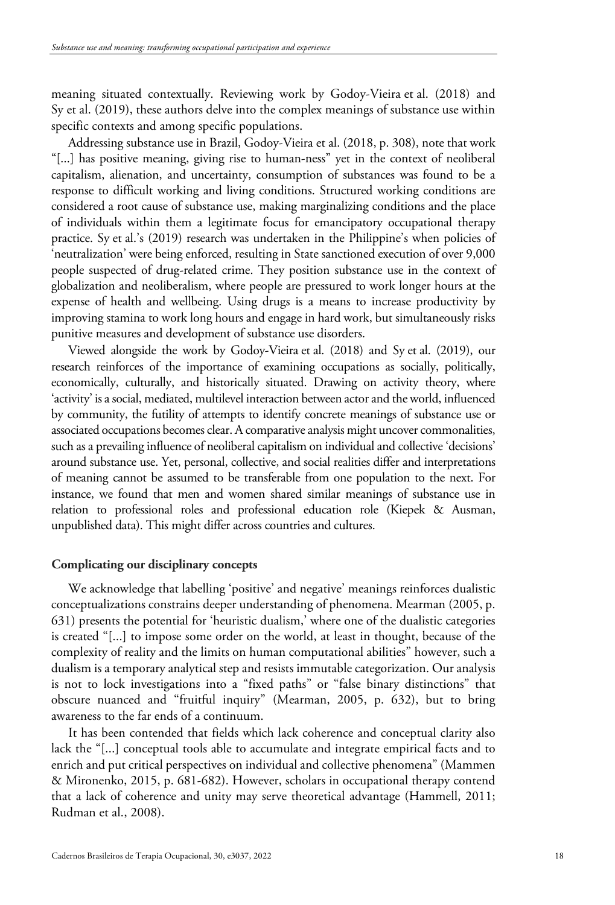meaning situated contextually. Reviewing work by Godoy-Vieira et al. (2018) and Sy et al. (2019), these authors delve into the complex meanings of substance use within specific contexts and among specific populations.

Addressing substance use in Brazil, Godoy-Vieira et al. (2018, p. 308), note that work "[...] has positive meaning, giving rise to human-ness" yet in the context of neoliberal capitalism, alienation, and uncertainty, consumption of substances was found to be a response to difficult working and living conditions. Structured working conditions are considered a root cause of substance use, making marginalizing conditions and the place of individuals within them a legitimate focus for emancipatory occupational therapy practice. Sy et al.'s (2019) research was undertaken in the Philippine's when policies of 'neutralization' were being enforced, resulting in State sanctioned execution of over 9,000 people suspected of drug-related crime. They position substance use in the context of globalization and neoliberalism, where people are pressured to work longer hours at the expense of health and wellbeing. Using drugs is a means to increase productivity by improving stamina to work long hours and engage in hard work, but simultaneously risks punitive measures and development of substance use disorders.

Viewed alongside the work by Godoy-Vieira et al. (2018) and Sy et al. (2019), our research reinforces of the importance of examining occupations as socially, politically, economically, culturally, and historically situated. Drawing on activity theory, where 'activity' is a social, mediated, multilevel interaction between actor and the world, influenced by community, the futility of attempts to identify concrete meanings of substance use or associated occupations becomes clear. A comparative analysis might uncover commonalities, such as a prevailing influence of neoliberal capitalism on individual and collective 'decisions' around substance use. Yet, personal, collective, and social realities differ and interpretations of meaning cannot be assumed to be transferable from one population to the next. For instance, we found that men and women shared similar meanings of substance use in relation to professional roles and professional education role (Kiepek & Ausman, unpublished data). This might differ across countries and cultures.

### Complicating our disciplinary concepts

We acknowledge that labelling 'positive' and negative' meanings reinforces dualistic conceptualizations constrains deeper understanding of phenomena. Mearman (2005, p. 631) presents the potential for 'heuristic dualism,' where one of the dualistic categories is created "[...] to impose some order on the world, at least in thought, because of the complexity of reality and the limits on human computational abilities" however, such a dualism is a temporary analytical step and resists immutable categorization. Our analysis is not to lock investigations into a "fixed paths" or "false binary distinctions" that obscure nuanced and "fruitful inquiry" (Mearman, 2005, p. 632), but to bring awareness to the far ends of a continuum.

It has been contended that fields which lack coherence and conceptual clarity also lack the "[...] conceptual tools able to accumulate and integrate empirical facts and to enrich and put critical perspectives on individual and collective phenomena" (Mammen & Mironenko, 2015, p. 681-682). However, scholars in occupational therapy contend that a lack of coherence and unity may serve theoretical advantage (Hammell, 2011; Rudman et al., 2008).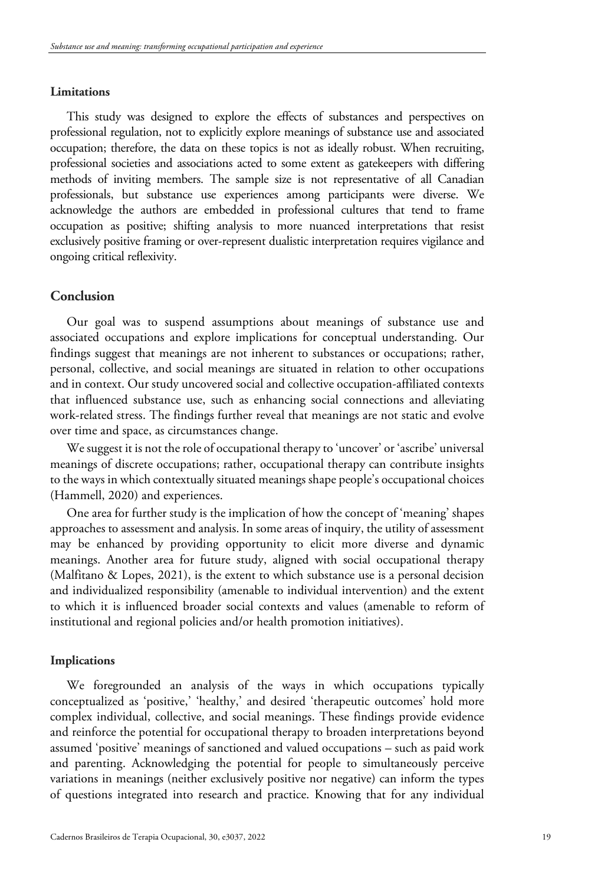### Limitations

This study was designed to explore the effects of substances and perspectives on professional regulation, not to explicitly explore meanings of substance use and associated occupation; therefore, the data on these topics is not as ideally robust. When recruiting, professional societies and associations acted to some extent as gatekeepers with differing methods of inviting members. The sample size is not representative of all Canadian professionals, but substance use experiences among participants were diverse. We acknowledge the authors are embedded in professional cultures that tend to frame occupation as positive; shifting analysis to more nuanced interpretations that resist exclusively positive framing or over-represent dualistic interpretation requires vigilance and ongoing critical reflexivity.

## Conclusion

Our goal was to suspend assumptions about meanings of substance use and associated occupations and explore implications for conceptual understanding. Our findings suggest that meanings are not inherent to substances or occupations; rather, personal, collective, and social meanings are situated in relation to other occupations and in context. Our study uncovered social and collective occupation-affiliated contexts that influenced substance use, such as enhancing social connections and alleviating work-related stress. The findings further reveal that meanings are not static and evolve over time and space, as circumstances change.

We suggest it is not the role of occupational therapy to 'uncover' or 'ascribe' universal meanings of discrete occupations; rather, occupational therapy can contribute insights to the ways in which contextually situated meanings shape people's occupational choices (Hammell, 2020) and experiences.

One area for further study is the implication of how the concept of 'meaning' shapes approaches to assessment and analysis. In some areas of inquiry, the utility of assessment may be enhanced by providing opportunity to elicit more diverse and dynamic meanings. Another area for future study, aligned with social occupational therapy (Malfitano & Lopes, 2021), is the extent to which substance use is a personal decision and individualized responsibility (amenable to individual intervention) and the extent to which it is influenced broader social contexts and values (amenable to reform of institutional and regional policies and/or health promotion initiatives).

### Implications

We foregrounded an analysis of the ways in which occupations typically conceptualized as 'positive,' 'healthy,' and desired 'therapeutic outcomes' hold more complex individual, collective, and social meanings. These findings provide evidence and reinforce the potential for occupational therapy to broaden interpretations beyond assumed 'positive' meanings of sanctioned and valued occupations – such as paid work and parenting. Acknowledging the potential for people to simultaneously perceive variations in meanings (neither exclusively positive nor negative) can inform the types of questions integrated into research and practice. Knowing that for any individual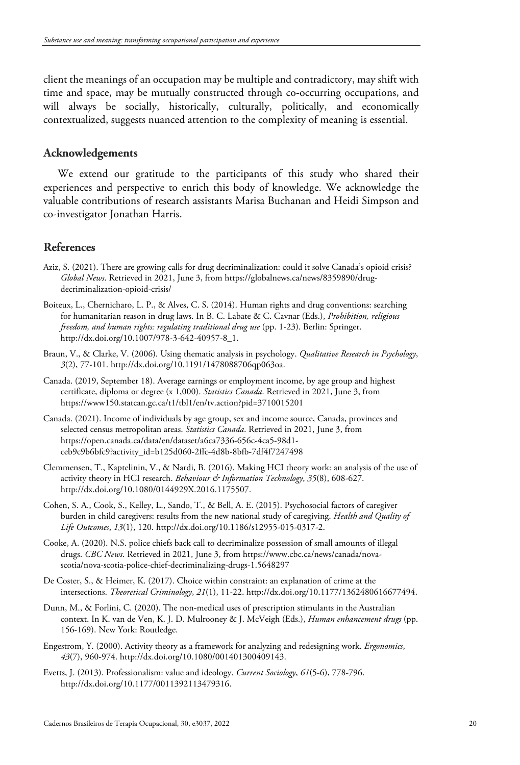client the meanings of an occupation may be multiple and contradictory, may shift with time and space, may be mutually constructed through co-occurring occupations, and will always be socially, historically, culturally, politically, and economically contextualized, suggests nuanced attention to the complexity of meaning is essential.

## Acknowledgements

We extend our gratitude to the participants of this study who shared their experiences and perspective to enrich this body of knowledge. We acknowledge the valuable contributions of research assistants Marisa Buchanan and Heidi Simpson and co-investigator Jonathan Harris.

## References

Aziz, S. (2021). There are growing calls for drug decriminalization: could it solve Canada's opioid crisis? *Global News*. Retrieved in 2021, June 3, from https://globalnews.ca/news/8359890/drug-decriminalization-opioid-crisis/

Boiteux, L., Chernicharo, L. P., & Alves, C. S. (2014). Human rights and drug conventions: searching for humanitarian reason in drug laws. In B. C. Labate & C. Cavnar (Eds.), *Prohibition, religious freedom, and human rights: regulating traditional drug use* (pp. 1-23). Berlin: Springer. http://dx.doi.org/10.1007/978-3-642-40957-8_1.

Braun, V., & Clarke, V. (2006). Using thematic analysis in psychology. *Qualitative Research in Psychology*, *3*(2), 77-101. http://dx.doi.org/10.1191/1478088706qp063oa.

Canada. (2019, September 18). Average earnings or employment income, by age group and highest certificate, diploma or degree (x 1,000). *Statistics Canada*. Retrieved in 2021, June 3, from https://www150.statcan.gc.ca/t1/tbl1/en/tv.action?pid=3710015201

Canada. (2021). Income of individuals by age group, sex and income source, Canada, provinces and selected census metropolitan areas. *Statistics Canada*. Retrieved in 2021, June 3, from https://open.canada.ca/data/en/dataset/a6ca7336-656c-4ca5-98d1-ceb9c9b6bfc9?activity_id=b125d060-2ffc-4d8b-8bfb-7df4f7247498

Clemmensen, T., Kaptelinin, V., & Nardi, B. (2016). Making HCI theory work: an analysis of the use of activity theory in HCI research. *Behaviour & Information Technology*, *35*(8), 608-627. http://dx.doi.org/10.1080/0144929X.2016.1175507.

Cohen, S. A., Cook, S., Kelley, L., Sando, T., & Bell, A. E. (2015). Psychosocial factors of caregiver burden in child caregivers: results from the new national study of caregiving. *Health and Quality of Life Outcomes*, *13*(1), 120. http://dx.doi.org/10.1186/s12955-015-0317-2.

Cooke, A. (2020). N.S. police chiefs back call to decriminalize possession of small amounts of illegal drugs. *CBC News*. Retrieved in 2021, June 3, from https://www.cbc.ca/news/canada/nova-scotia/nova-scotia-police-chief-decriminalizing-drugs-1.5648297

De Coster, S., & Heimer, K. (2017). Choice within constraint: an explanation of crime at the intersections. *Theoretical Criminology*, *21*(1), 11-22. http://dx.doi.org/10.1177/1362480616677494.

Dunn, M., & Forlini, C. (2020). The non-medical uses of prescription stimulants in the Australian context. In K. van de Ven, K. J. D. Mulrooney & J. McVeigh (Eds.), *Human enhancement drugs* (pp. 156-169). New York: Routledge.

Engestrom, Y. (2000). Activity theory as a framework for analyzing and redesigning work. *Ergonomics*, *43*(7), 960-974. http://dx.doi.org/10.1080/001401300409143.

Evetts, J. (2013). Professionalism: value and ideology. *Current Sociology*, *61*(5-6), 778-796. http://dx.doi.org/10.1177/0011392113479316.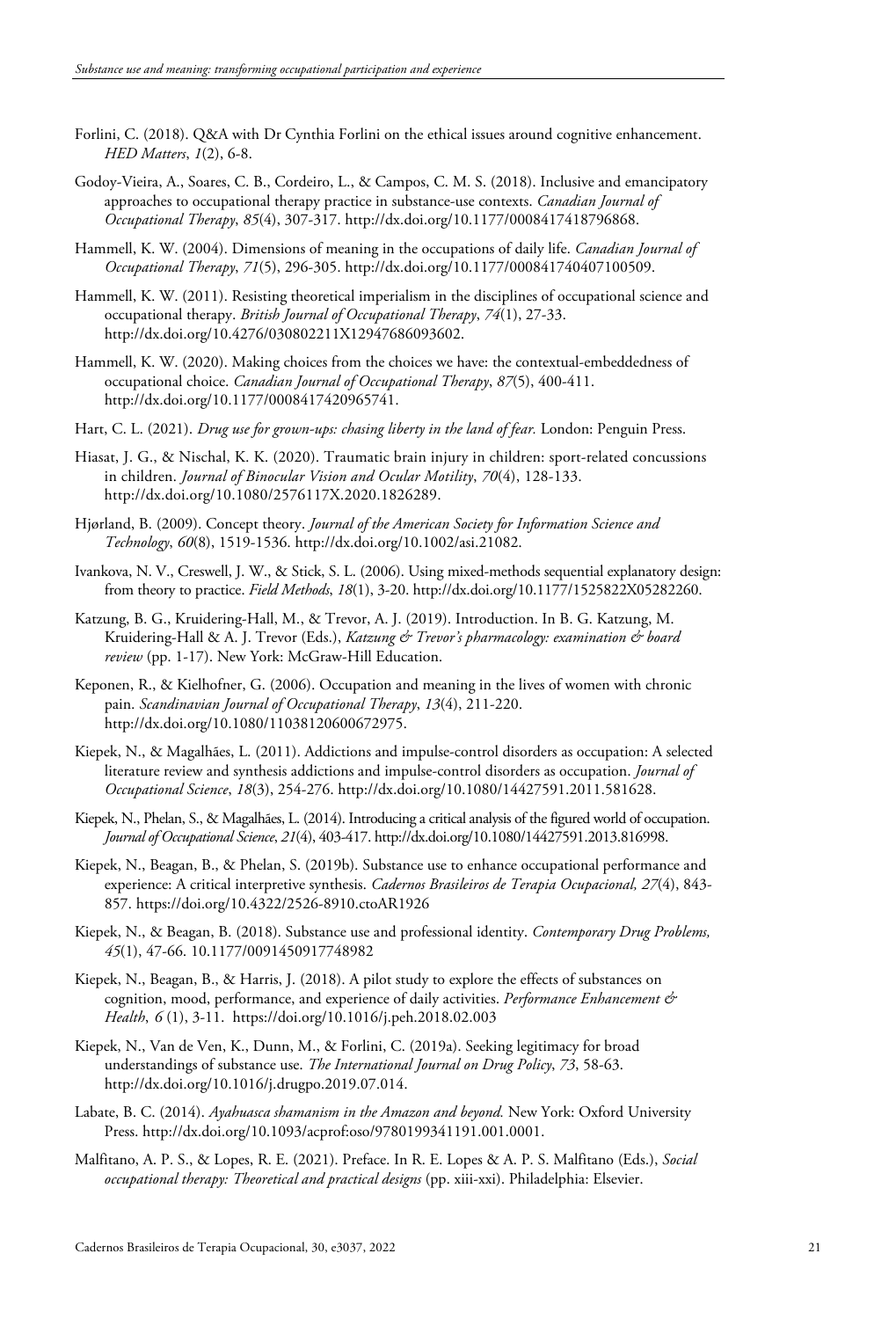Forlini, C. (2018). Q&A with Dr Cynthia Forlini on the ethical issues around cognitive enhancement. *HED Matters*, *1*(2), 6-8.

Godoy-Vieira, A., Soares, C. B., Cordeiro, L., & Campos, C. M. S. (2018). Inclusive and emancipatory approaches to occupational therapy practice in substance-use contexts. *Canadian Journal of Occupational Therapy*, *85*(4), 307-317. http://dx.doi.org/10.1177/0008417418796868.

Hammell, K. W. (2004). Dimensions of meaning in the occupations of daily life. *Canadian Journal of Occupational Therapy*, *71*(5), 296-305. http://dx.doi.org/10.1177/000841740407100509.

Hammell, K. W. (2011). Resisting theoretical imperialism in the disciplines of occupational science and occupational therapy. *British Journal of Occupational Therapy*, *74*(1), 27-33. http://dx.doi.org/10.4276/030802211X12947686093602.

Hammell, K. W. (2020). Making choices from the choices we have: the contextual-embeddedness of occupational choice. *Canadian Journal of Occupational Therapy*, *87*(5), 400-411. http://dx.doi.org/10.1177/0008417420965741.

Hart, C. L. (2021). *Drug use for grown-ups: chasing liberty in the land of fear.* London: Penguin Press.

Hiasat, J. G., & Nischal, K. K. (2020). Traumatic brain injury in children: sport-related concussions in children. *Journal of Binocular Vision and Ocular Motility*, *70*(4), 128-133. http://dx.doi.org/10.1080/2576117X.2020.1826289.

Hjørland, B. (2009). Concept theory. *Journal of the American Society for Information Science and Technology*, *60*(8), 1519-1536. http://dx.doi.org/10.1002/asi.21082.

Ivankova, N. V., Creswell, J. W., & Stick, S. L. (2006). Using mixed-methods sequential explanatory design: from theory to practice. *Field Methods*, *18*(1), 3-20. http://dx.doi.org/10.1177/1525822X05282260.

Katzung, B. G., Kruidering-Hall, M., & Trevor, A. J. (2019). Introduction. In B. G. Katzung, M. Kruidering-Hall & A. J. Trevor (Eds.), *Katzung & Trevor's pharmacology: examination & board review* (pp. 1-17). New York: McGraw-Hill Education.

Keponen, R., & Kielhofner, G. (2006). Occupation and meaning in the lives of women with chronic pain. *Scandinavian Journal of Occupational Therapy*, *13*(4), 211-220. http://dx.doi.org/10.1080/11038120600672975.

Kiepek, N., & Magalhães, L. (2011). Addictions and impulse-control disorders as occupation: A selected literature review and synthesis addictions and impulse-control disorders as occupation. *Journal of Occupational Science*, *18*(3), 254-276. http://dx.doi.org/10.1080/14427591.2011.581628.

Kiepek, N., Phelan, S., & Magalhães, L. (2014). Introducing a critical analysis of the figured world of occupation. *Journal of Occupational Science*, *21*(4), 403-417. http://dx.doi.org/10.1080/14427591.2013.816998.

Kiepek, N., Beagan, B., & Phelan, S. (2019b). Substance use to enhance occupational performance and experience: A critical interpretive synthesis. *Cadernos Brasileiros de Terapia Ocupacional, 27*(4), 843-857. https://doi.org/10.4322/2526-8910.ctoAR1926

Kiepek, N., & Beagan, B. (2018). Substance use and professional identity. *Contemporary Drug Problems, 45*(1), 47-66. 10.1177/0091450917748982

Kiepek, N., Beagan, B., & Harris, J. (2018). A pilot study to explore the effects of substances on cognition, mood, performance, and experience of daily activities. *Performance Enhancement & Health*, *6* (1), 3-11. https://doi.org/10.1016/j.peh.2018.02.003

Kiepek, N., Van de Ven, K., Dunn, M., & Forlini, C. (2019a). Seeking legitimacy for broad understandings of substance use. *The International Journal on Drug Policy*, *73*, 58-63. http://dx.doi.org/10.1016/j.drugpo.2019.07.014.

Labate, B. C. (2014). *Ayahuasca shamanism in the Amazon and beyond.* New York: Oxford University Press. http://dx.doi.org/10.1093/acprof:oso/9780199341191.001.0001.

Malfitano, A. P. S., & Lopes, R. E. (2021). Preface. In R. E. Lopes & A. P. S. Malfitano (Eds.), *Social occupational therapy: Theoretical and practical designs* (pp. xiii-xxi). Philadelphia: Elsevier.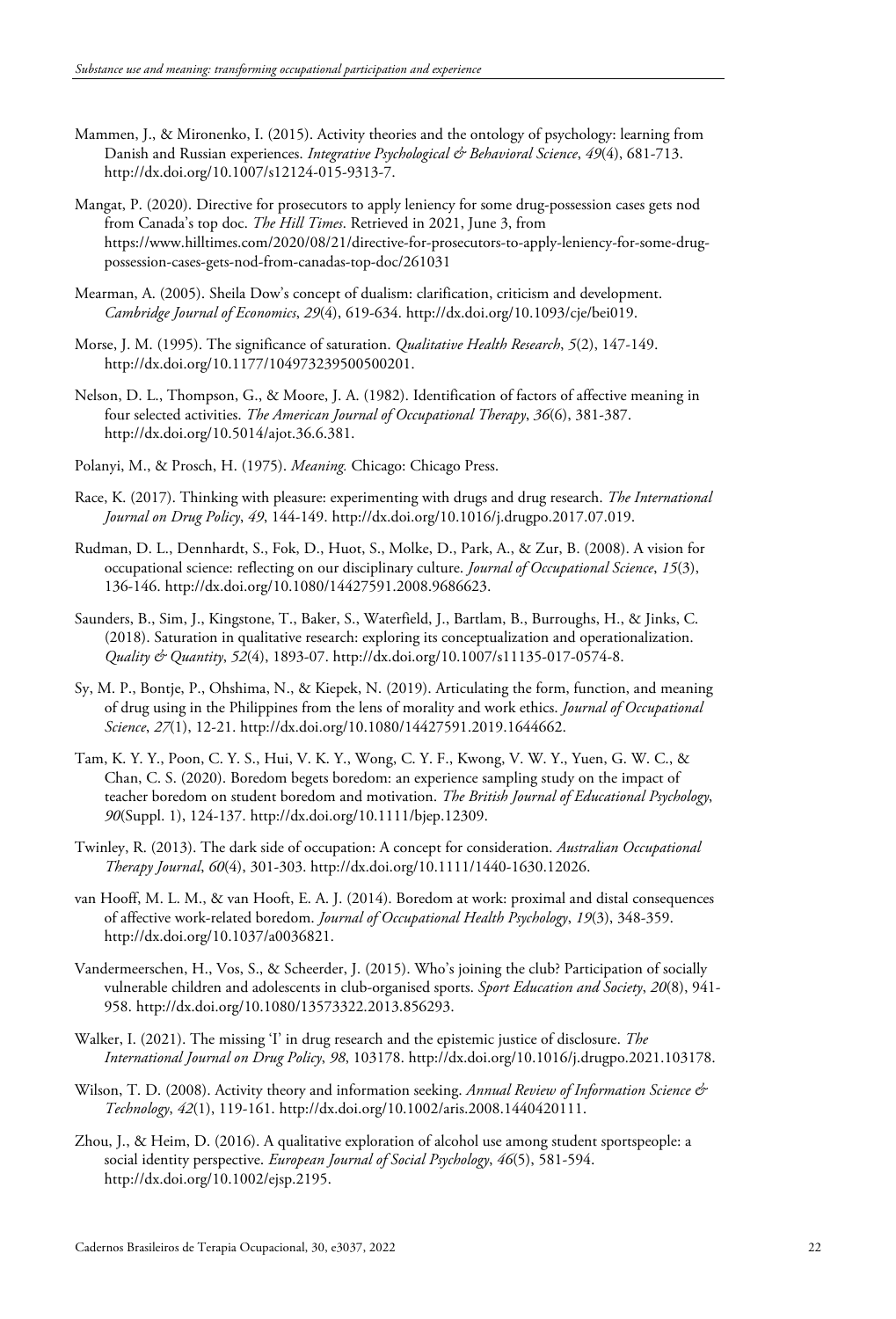Mammen, J., & Mironenko, I. (2015). Activity theories and the ontology of psychology: learning from Danish and Russian experiences. *Integrative Psychological & Behavioral Science*, *49*(4), 681-713. http://dx.doi.org/10.1007/s12124-015-9313-7.

Mangat, P. (2020). Directive for prosecutors to apply leniency for some drug-possession cases gets nod from Canada's top doc. *The Hill Times*. Retrieved in 2021, June 3, from https://www.hilltimes.com/2020/08/21/directive-for-prosecutors-to-apply-leniency-for-some-drug-possession-cases-gets-nod-from-canadas-top-doc/261031

Mearman, A. (2005). Sheila Dow's concept of dualism: clarification, criticism and development. *Cambridge Journal of Economics*, *29*(4), 619-634. http://dx.doi.org/10.1093/cje/bei019.

Morse, J. M. (1995). The significance of saturation. *Qualitative Health Research*, *5*(2), 147-149. http://dx.doi.org/10.1177/104973239500500201.

Nelson, D. L., Thompson, G., & Moore, J. A. (1982). Identification of factors of affective meaning in four selected activities. *The American Journal of Occupational Therapy*, *36*(6), 381-387. http://dx.doi.org/10.5014/ajot.36.6.381.

Polanyi, M., & Prosch, H. (1975). *Meaning.* Chicago: Chicago Press.

Race, K. (2017). Thinking with pleasure: experimenting with drugs and drug research. *The International Journal on Drug Policy*, *49*, 144-149. http://dx.doi.org/10.1016/j.drugpo.2017.07.019.

Rudman, D. L., Dennhardt, S., Fok, D., Huot, S., Molke, D., Park, A., & Zur, B. (2008). A vision for occupational science: reflecting on our disciplinary culture. *Journal of Occupational Science*, *15*(3), 136-146. http://dx.doi.org/10.1080/14427591.2008.9686623.

Saunders, B., Sim, J., Kingstone, T., Baker, S., Waterfield, J., Bartlam, B., Burroughs, H., & Jinks, C. (2018). Saturation in qualitative research: exploring its conceptualization and operationalization. *Quality & Quantity*, *52*(4), 1893-07. http://dx.doi.org/10.1007/s11135-017-0574-8.

Sy, M. P., Bontje, P., Ohshima, N., & Kiepek, N. (2019). Articulating the form, function, and meaning of drug using in the Philippines from the lens of morality and work ethics. *Journal of Occupational Science*, *27*(1), 12-21. http://dx.doi.org/10.1080/14427591.2019.1644662.

Tam, K. Y. Y., Poon, C. Y. S., Hui, V. K. Y., Wong, C. Y. F., Kwong, V. W. Y., Yuen, G. W. C., & Chan, C. S. (2020). Boredom begets boredom: an experience sampling study on the impact of teacher boredom on student boredom and motivation. *The British Journal of Educational Psychology*, *90*(Suppl. 1), 124-137. http://dx.doi.org/10.1111/bjep.12309.

Twinley, R. (2013). The dark side of occupation: A concept for consideration. *Australian Occupational Therapy Journal*, *60*(4), 301-303. http://dx.doi.org/10.1111/1440-1630.12026.

van Hooff, M. L. M., & van Hooft, E. A. J. (2014). Boredom at work: proximal and distal consequences of affective work-related boredom. *Journal of Occupational Health Psychology*, *19*(3), 348-359. http://dx.doi.org/10.1037/a0036821.

Vandermeerschen, H., Vos, S., & Scheerder, J. (2015). Who's joining the club? Participation of socially vulnerable children and adolescents in club-organised sports. *Sport Education and Society*, *20*(8), 941-958. http://dx.doi.org/10.1080/13573322.2013.856293.

Walker, I. (2021). The missing 'I' in drug research and the epistemic justice of disclosure. *The International Journal on Drug Policy*, *98*, 103178. http://dx.doi.org/10.1016/j.drugpo.2021.103178.

Wilson, T. D. (2008). Activity theory and information seeking. *Annual Review of Information Science & Technology*, *42*(1), 119-161. http://dx.doi.org/10.1002/aris.2008.1440420111.

Zhou, J., & Heim, D. (2016). A qualitative exploration of alcohol use among student sportspeople: a social identity perspective. *European Journal of Social Psychology*, *46*(5), 581-594. http://dx.doi.org/10.1002/ejsp.2195.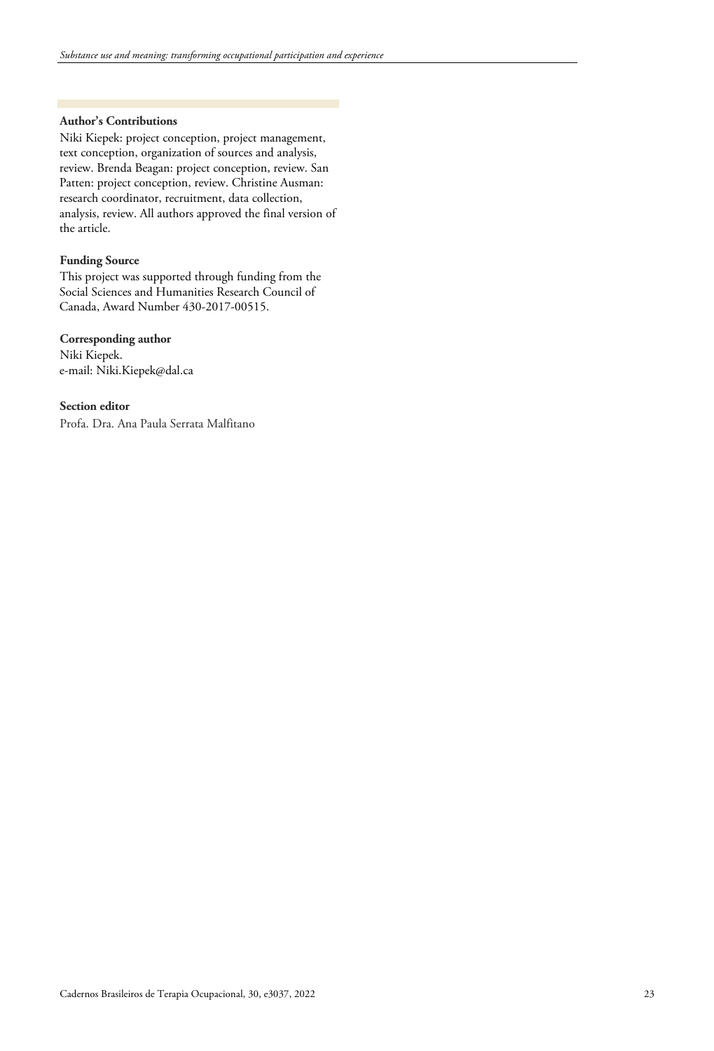**Author's Contributions**

Niki Kiepek: project conception, project management, text conception, organization of sources and analysis, review. Brenda Beagan: project conception, review. San Patten: project conception, review. Christine Ausman: research coordinator, recruitment, data collection, analysis, review. All authors approved the final version of the article.

**Funding Source**

This project was supported through funding from the Social Sciences and Humanities Research Council of Canada, Award Number 430-2017-00515.

**Corresponding author**

Niki Kiepek.
e-mail: Niki.Kiepek@dal.ca

**Section editor**

Profa. Dra. Ana Paula Serrata Malfitano